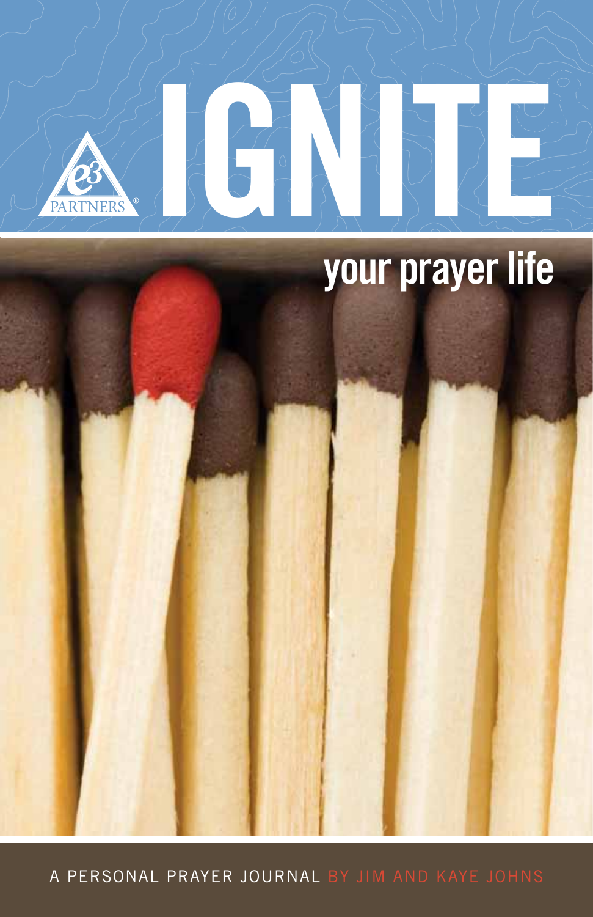e3 PARTNERS®

# IGNITE

## your prayer life

A PERSONAL PRAYER JOURNAL BY JIM AND KAYE JOHNS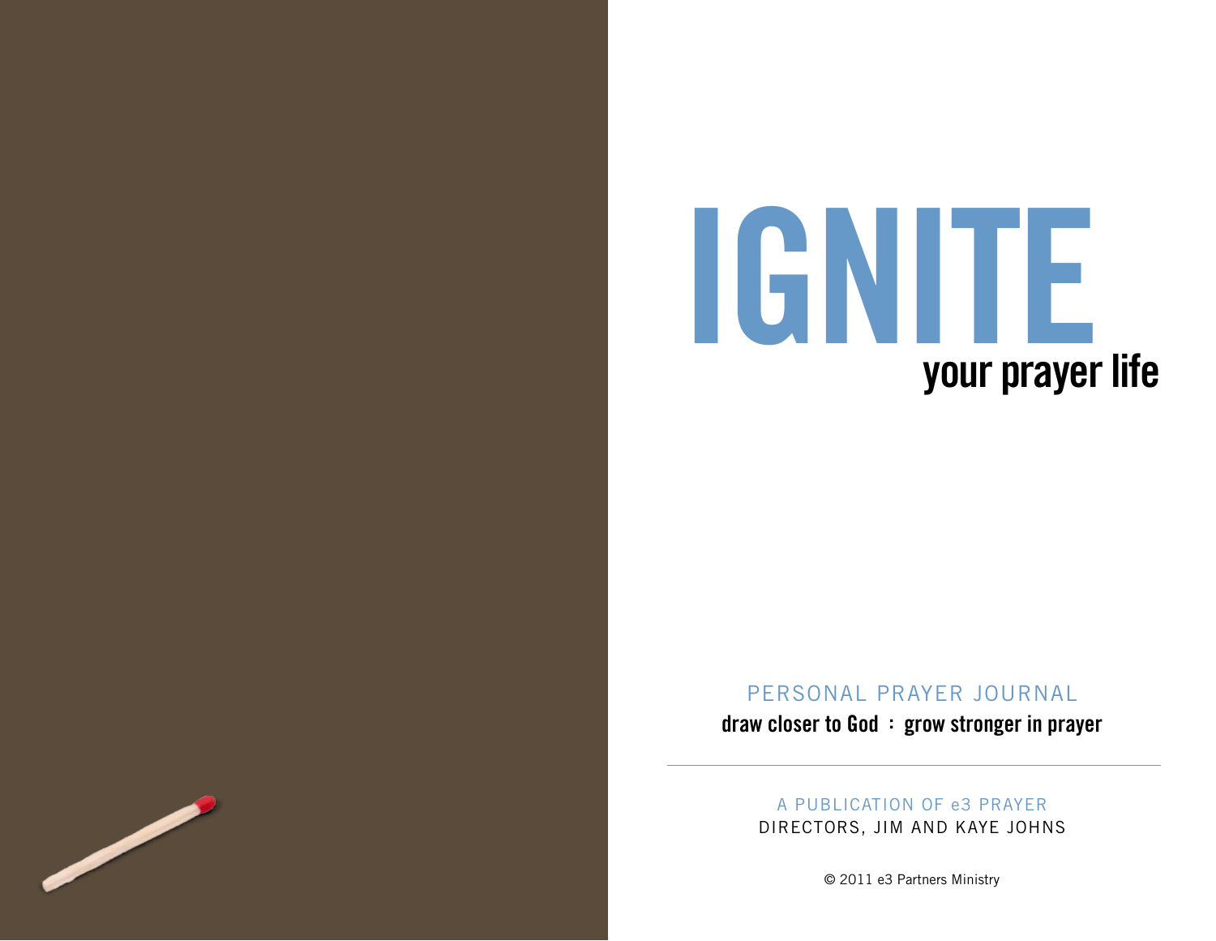# IGNITE

## your prayer life

PERSONAL PRAYER JOURNAL

**draw closer to God : grow stronger in prayer**

---

A PUBLICATION OF e3 PRAYER

DIRECTORS, JIM AND KAYE JOHNS

© 2011 e3 Partners Ministry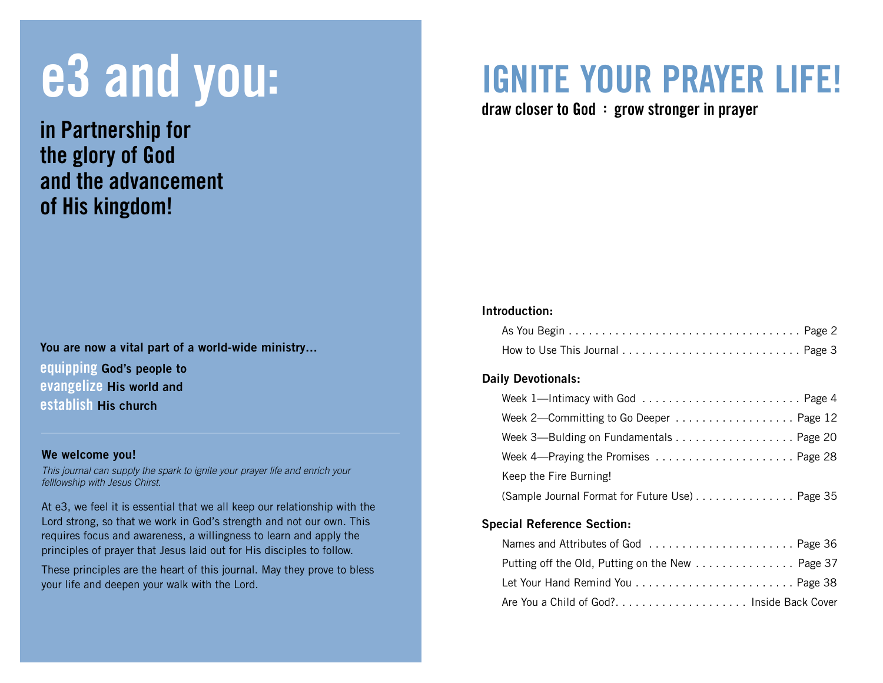# e3 and you:

## in Partnership for the glory of God and the advancement of His kingdom!

**You are now a vital part of a world-wide ministry...**

**equipping God's people to**
**evangelize His world and**
**establish His church**

---

**We welcome you!**

*This journal can supply the spark to ignite your prayer life and enrich your felllowship with Jesus Christ.*

At e3, we feel it is essential that we all keep our relationship with the Lord strong, so that we work in God's strength and not our own. This requires focus and awareness, a willingness to learn and apply the principles of prayer that Jesus laid out for His disciples to follow.

These principles are the heart of this journal. May they prove to bless your life and deepen your walk with the Lord.

# IGNITE YOUR PRAYER LIFE!

**draw closer to God : grow stronger in prayer**

**Introduction:**

- As You Begin . . . . . . . . . . . . . . . . . . . . . . . . . . . . . . . . . . . . Page 2
- How to Use This Journal . . . . . . . . . . . . . . . . . . . . . . . . . . . Page 3

**Daily Devotionals:**

- Week 1—Intimacy with God . . . . . . . . . . . . . . . . . . . . . . . . Page 4
- Week 2—Committing to Go Deeper . . . . . . . . . . . . . . . . . . Page 12
- Week 3—Bulding on Fundamentals . . . . . . . . . . . . . . . . . . Page 20
- Week 4—Praying the Promises . . . . . . . . . . . . . . . . . . . . . Page 28
- Keep the Fire Burning!
  (Sample Journal Format for Future Use) . . . . . . . . . . . . . . . Page 35

**Special Reference Section:**

- Names and Attributes of God . . . . . . . . . . . . . . . . . . . . . . Page 36
- Putting off the Old, Putting on the New . . . . . . . . . . . . . . . Page 37
- Let Your Hand Remind You . . . . . . . . . . . . . . . . . . . . . . . . Page 38
- Are You a Child of God?. . . . . . . . . . . . . . . . . . . . Inside Back Cover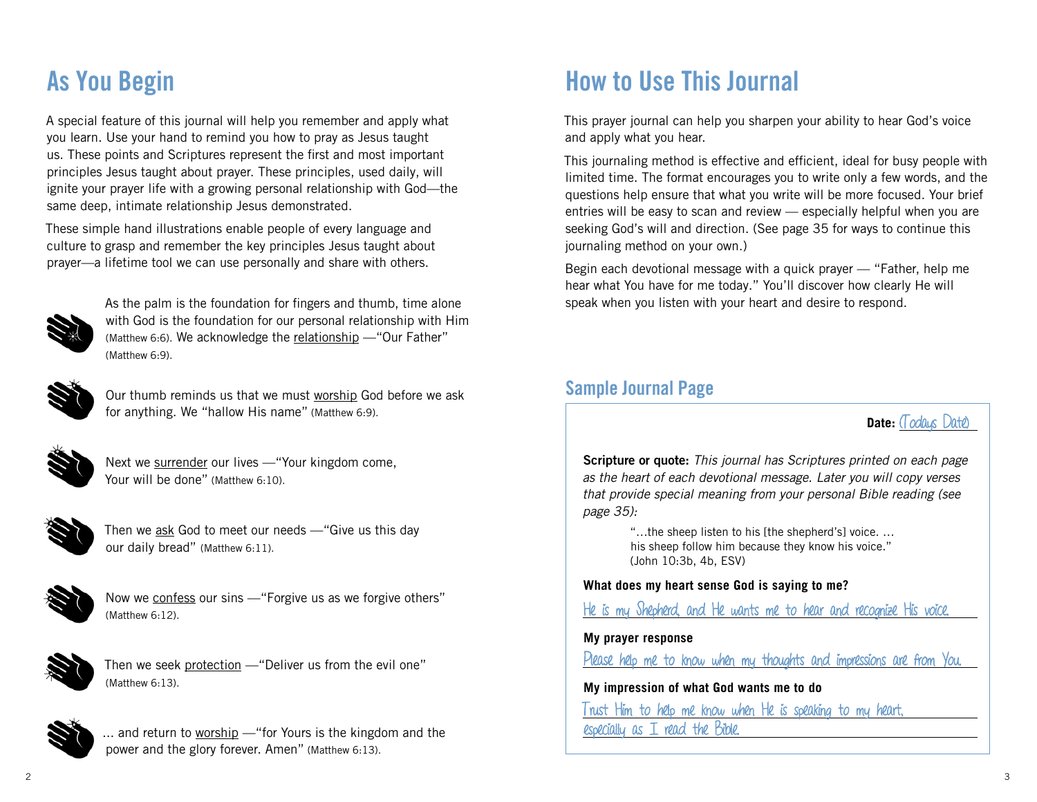# As You Begin

A special feature of this journal will help you remember and apply what you learn. Use your hand to remind you how to pray as Jesus taught us. These points and Scriptures represent the first and most important principles Jesus taught about prayer. These principles, used daily, will ignite your prayer life with a growing personal relationship with God—the same deep, intimate relationship Jesus demonstrated.

These simple hand illustrations enable people of every language and culture to grasp and remember the key principles Jesus taught about prayer—a lifetime tool we can use personally and share with others.

As the palm is the foundation for fingers and thumb, time alone with God is the foundation for our personal relationship with Him (Matthew 6:6). We acknowledge the <u>relationship</u> —"Our Father" (Matthew 6:9).

Our thumb reminds us that we must <u>worship</u> God before we ask for anything. We "hallow His name" (Matthew 6:9).

Next we <u>surrender</u> our lives —"Your kingdom come, Your will be done" (Matthew 6:10).

Then we <u>ask</u> God to meet our needs —"Give us this day our daily bread" (Matthew 6:11).

Now we <u>confess</u> our sins —"Forgive us as we forgive others" (Matthew 6:12).

Then we seek <u>protection</u> —"Deliver us from the evil one" (Matthew 6:13).

... and return to <u>worship</u> —"for Yours is the kingdom and the power and the glory forever. Amen" (Matthew 6:13).

# How to Use This Journal

This prayer journal can help you sharpen your ability to hear God's voice and apply what you hear.

This journaling method is effective and efficient, ideal for busy people with limited time. The format encourages you to write only a few words, and the questions help ensure that what you write will be more focused. Your brief entries will be easy to scan and review — especially helpful when you are seeking God's will and direction. (See page 35 for ways to continue this journaling method on your own.)

Begin each devotional message with a quick prayer — "Father, help me hear what You have for me today." You'll discover how clearly He will speak when you listen with your heart and desire to respond.

## Sample Journal Page

**Date:** (Todays Date)

**Scripture or quote:** *This journal has Scriptures printed on each page as the heart of each devotional message. Later you will copy verses that provide special meaning from your personal Bible reading (see page 35):*

> "...the sheep listen to his [the shepherd's] voice. ... his sheep follow him because they know his voice." (John 10:3b, 4b, ESV)

**What does my heart sense God is saying to me?**

He is my Shepherd, and He wants me to hear and recognize His voice.

**My prayer response**

Please help me to know when my thoughts and impressions are from You.

**My impression of what God wants me to do**

Trust Him to help me know when He is speaking to my heart, especially as I read the Bible.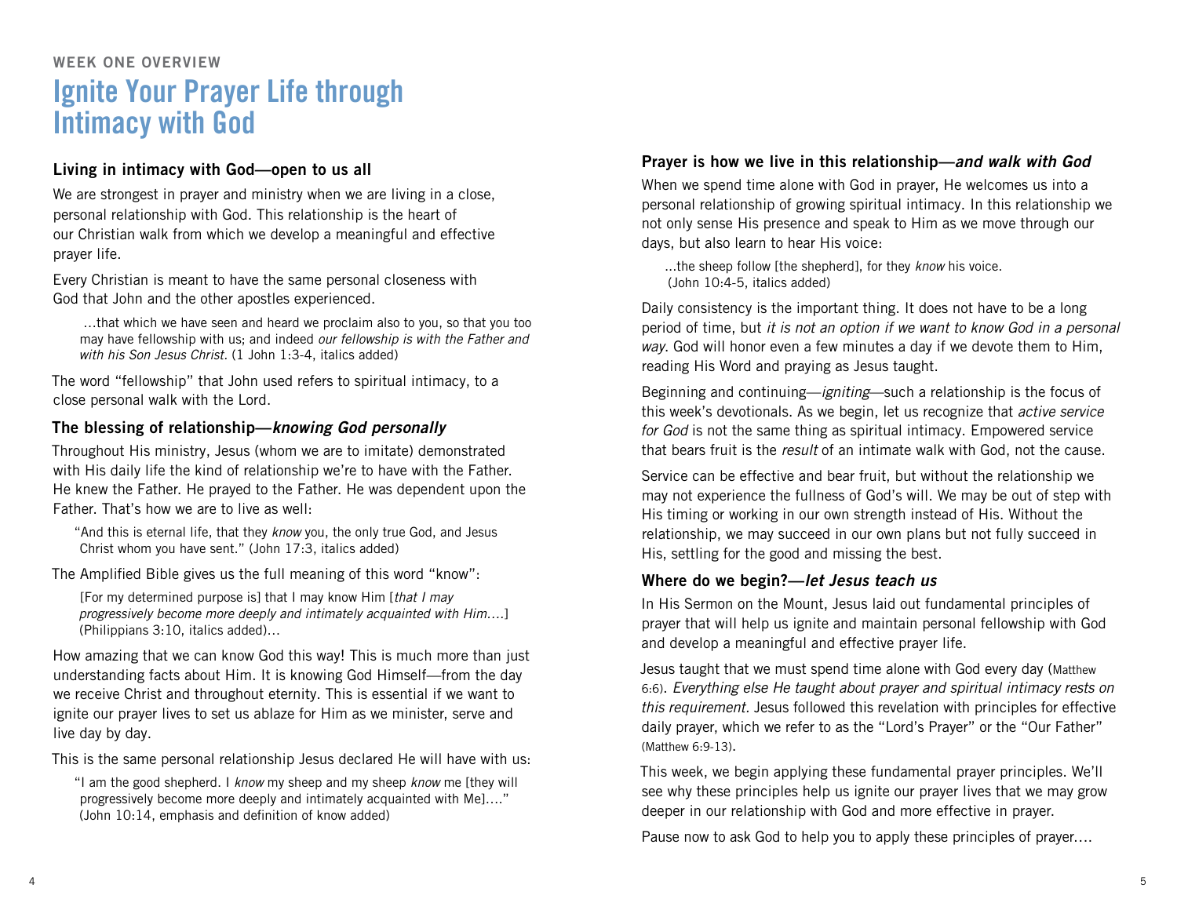WEEK ONE OVERVIEW

# Ignite Your Prayer Life through Intimacy with God

### Living in intimacy with God—open to us all

We are strongest in prayer and ministry when we are living in a close, personal relationship with God. This relationship is the heart of our Christian walk from which we develop a meaningful and effective prayer life.

Every Christian is meant to have the same personal closeness with God that John and the other apostles experienced.

> …that which we have seen and heard we proclaim also to you, so that you too may have fellowship with us; and indeed *our fellowship is with the Father and with his Son Jesus Christ.* (1 John 1:3-4, italics added)

The word "fellowship" that John used refers to spiritual intimacy, to a close personal walk with the Lord.

### The blessing of relationship—*knowing God personally*

Throughout His ministry, Jesus (whom we are to imitate) demonstrated with His daily life the kind of relationship we're to have with the Father. He knew the Father. He prayed to the Father. He was dependent upon the Father. That's how we are to live as well:

> "And this is eternal life, that they *know* you, the only true God, and Jesus Christ whom you have sent." (John 17:3, italics added)

The Amplified Bible gives us the full meaning of this word "know":

> [For my determined purpose is] that I may know Him [*that I may progressively become more deeply and intimately acquainted with Him….*] (Philippians 3:10, italics added)…

How amazing that we can know God this way! This is much more than just understanding facts about Him. It is knowing God Himself—from the day we receive Christ and throughout eternity. This is essential if we want to ignite our prayer lives to set us ablaze for Him as we minister, serve and live day by day.

This is the same personal relationship Jesus declared He will have with us:

> "I am the good shepherd. I *know* my sheep and my sheep *know* me [they will progressively become more deeply and intimately acquainted with Me]…." (John 10:14, emphasis and definition of know added)

### Prayer is how we live in this relationship—*and walk with God*

When we spend time alone with God in prayer, He welcomes us into a personal relationship of growing spiritual intimacy. In this relationship we not only sense His presence and speak to Him as we move through our days, but also learn to hear His voice:

> …the sheep follow [the shepherd], for they *know* his voice. (John 10:4-5, italics added)

Daily consistency is the important thing. It does not have to be a long period of time, but *it is not an option if we want to know God in a personal way*. God will honor even a few minutes a day if we devote them to Him, reading His Word and praying as Jesus taught.

Beginning and continuing—*igniting*—such a relationship is the focus of this week's devotionals. As we begin, let us recognize that *active service for God* is not the same thing as spiritual intimacy. Empowered service that bears fruit is the *result* of an intimate walk with God, not the cause.

Service can be effective and bear fruit, but without the relationship we may not experience the fullness of God's will. We may be out of step with His timing or working in our own strength instead of His. Without the relationship, we may succeed in our own plans but not fully succeed in His, settling for the good and missing the best.

### Where do we begin?—*let Jesus teach us*

In His Sermon on the Mount, Jesus laid out fundamental principles of prayer that will help us ignite and maintain personal fellowship with God and develop a meaningful and effective prayer life.

Jesus taught that we must spend time alone with God every day (Matthew 6:6). *Everything else He taught about prayer and spiritual intimacy rests on this requirement.* Jesus followed this revelation with principles for effective daily prayer, which we refer to as the "Lord's Prayer" or the "Our Father" (Matthew 6:9-13).

This week, we begin applying these fundamental prayer principles. We'll see why these principles help us ignite our prayer lives that we may grow deeper in our relationship with God and more effective in prayer.

Pause now to ask God to help you to apply these principles of prayer….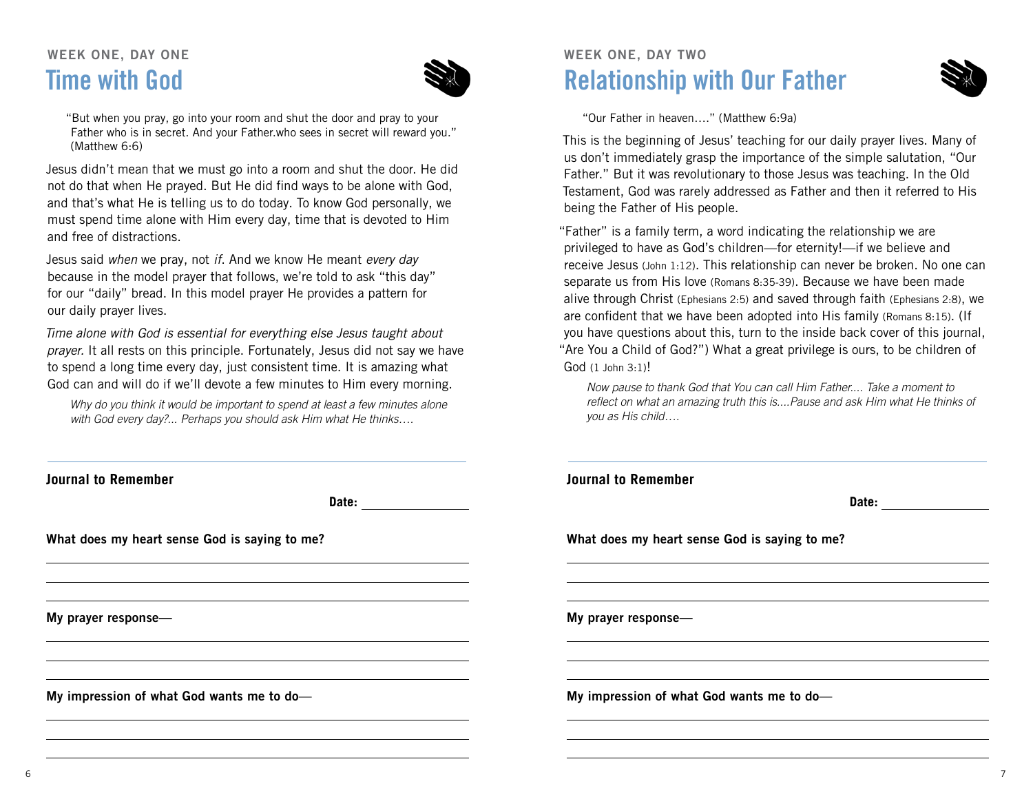WEEK ONE, DAY ONE

## Time with God

"But when you pray, go into your room and shut the door and pray to your Father who is in secret. And your Father.who sees in secret will reward you." (Matthew 6:6)

Jesus didn't mean that we must go into a room and shut the door. He did not do that when He prayed. But He did find ways to be alone with God, and that's what He is telling us to do today. To know God personally, we must spend time alone with Him every day, time that is devoted to Him and free of distractions.

Jesus said *when* we pray, not *if*. And we know He meant *every day* because in the model prayer that follows, we're told to ask "this day" for our "daily" bread. In this model prayer He provides a pattern for our daily prayer lives.

*Time alone with God is essential for everything else Jesus taught about prayer.* It all rests on this principle. Fortunately, Jesus did not say we have to spend a long time every day, just consistent time. It is amazing what God can and will do if we'll devote a few minutes to Him every morning.

*Why do you think it would be important to spend at least a few minutes alone with God every day?... Perhaps you should ask Him what He thinks….*

**Journal to Remember**

**Date:** ______________

**What does my heart sense God is saying to me?**

______________________________________________

______________________________________________

______________________________________________

**My prayer response—**

______________________________________________

______________________________________________

______________________________________________

**My impression of what God wants me to do—**

______________________________________________

______________________________________________

______________________________________________

WEEK ONE, DAY TWO

## Relationship with Our Father

"Our Father in heaven…." (Matthew 6:9a)

This is the beginning of Jesus' teaching for our daily prayer lives. Many of us don't immediately grasp the importance of the simple salutation, "Our Father." But it was revolutionary to those Jesus was teaching. In the Old Testament, God was rarely addressed as Father and then it referred to His being the Father of His people.

"Father" is a family term, a word indicating the relationship we are privileged to have as God's children—for eternity!—if we believe and receive Jesus (John 1:12). This relationship can never be broken. No one can separate us from His love (Romans 8:35-39). Because we have been made alive through Christ (Ephesians 2:5) and saved through faith (Ephesians 2:8), we are confident that we have been adopted into His family (Romans 8:15). (If you have questions about this, turn to the inside back cover of this journal, "Are You a Child of God?") What a great privilege is ours, to be children of God (1 John 3:1)!

*Now pause to thank God that You can call Him Father.... Take a moment to reflect on what an amazing truth this is....Pause and ask Him what He thinks of you as His child….*

**Journal to Remember**

**Date:** ______________

**What does my heart sense God is saying to me?**

______________________________________________

______________________________________________

______________________________________________

**My prayer response—**

______________________________________________

______________________________________________

______________________________________________

**My impression of what God wants me to do—**

______________________________________________

______________________________________________

______________________________________________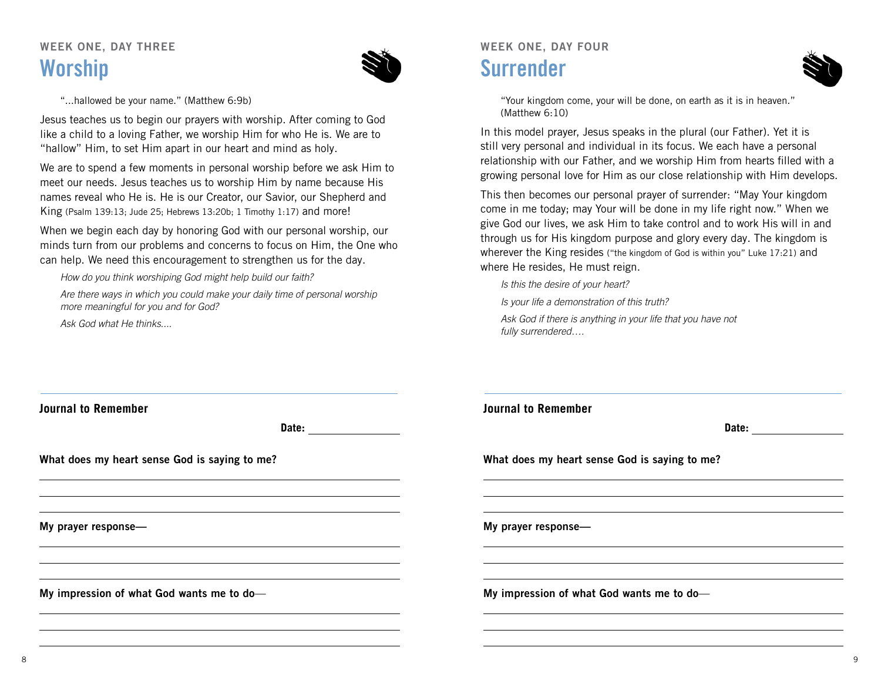WEEK ONE, DAY THREE

# Worship

"...hallowed be your name." (Matthew 6:9b)

Jesus teaches us to begin our prayers with worship. After coming to God like a child to a loving Father, we worship Him for who He is. We are to "hallow" Him, to set Him apart in our heart and mind as holy.

We are to spend a few moments in personal worship before we ask Him to meet our needs. Jesus teaches us to worship Him by name because His names reveal who He is. He is our Creator, our Savior, our Shepherd and King (Psalm 139:13; Jude 25; Hebrews 13:20b; 1 Timothy 1:17) and more!

When we begin each day by honoring God with our personal worship, our minds turn from our problems and concerns to focus on Him, the One who can help. We need this encouragement to strengthen us for the day.

*How do you think worshiping God might help build our faith?*

*Are there ways in which you could make your daily time of personal worship more meaningful for you and for God?*

*Ask God what He thinks....*

---

**Journal to Remember**

**Date:** ______________

**What does my heart sense God is saying to me?**

______________________________________________

______________________________________________

______________________________________________

**My prayer response—**

______________________________________________

______________________________________________

______________________________________________

**My impression of what God wants me to do—**

______________________________________________

______________________________________________

______________________________________________

WEEK ONE, DAY FOUR

# Surrender

"Your kingdom come, your will be done, on earth as it is in heaven." (Matthew 6:10)

In this model prayer, Jesus speaks in the plural (our Father). Yet it is still very personal and individual in its focus. We each have a personal relationship with our Father, and we worship Him from hearts filled with a growing personal love for Him as our close relationship with Him develops.

This then becomes our personal prayer of surrender: "May Your kingdom come in me today; may Your will be done in my life right now." When we give God our lives, we ask Him to take control and to work His will in and through us for His kingdom purpose and glory every day. The kingdom is wherever the King resides ("the kingdom of God is within you" Luke 17:21) and where He resides, He must reign.

*Is this the desire of your heart?*

*Is your life a demonstration of this truth?*

*Ask God if there is anything in your life that you have not fully surrendered....*

---

**Journal to Remember**

**Date:** ______________

**What does my heart sense God is saying to me?**

______________________________________________

______________________________________________

______________________________________________

**My prayer response—**

______________________________________________

______________________________________________

______________________________________________

**My impression of what God wants me to do—**

______________________________________________

______________________________________________

______________________________________________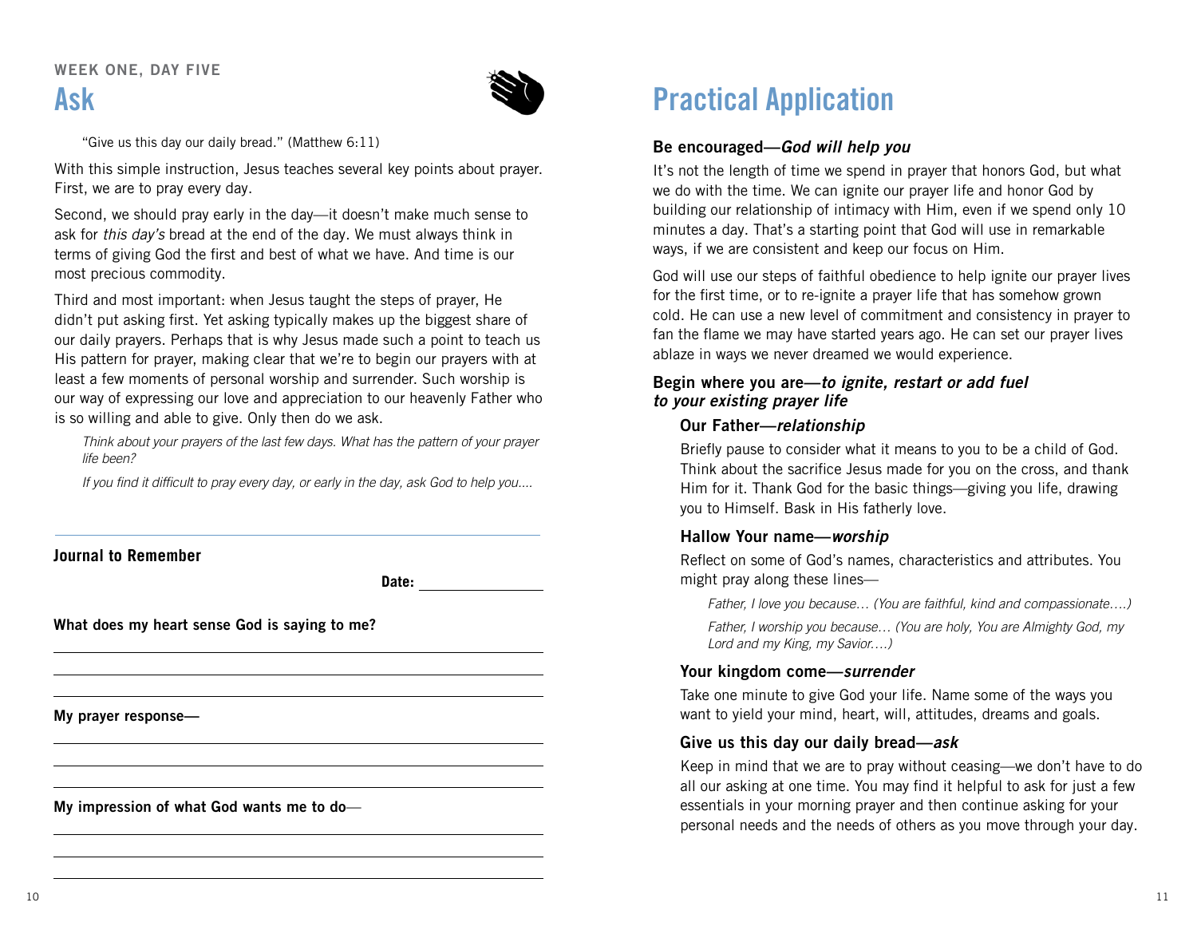WEEK ONE, DAY FIVE

# Ask

"Give us this day our daily bread." (Matthew 6:11)

With this simple instruction, Jesus teaches several key points about prayer. First, we are to pray every day.

Second, we should pray early in the day—it doesn't make much sense to ask for *this day's* bread at the end of the day. We must always think in terms of giving God the first and best of what we have. And time is our most precious commodity.

Third and most important: when Jesus taught the steps of prayer, He didn't put asking first. Yet asking typically makes up the biggest share of our daily prayers. Perhaps that is why Jesus made such a point to teach us His pattern for prayer, making clear that we're to begin our prayers with at least a few moments of personal worship and surrender. Such worship is our way of expressing our love and appreciation to our heavenly Father who is so willing and able to give. Only then do we ask.

*Think about your prayers of the last few days. What has the pattern of your prayer life been?*

*If you find it difficult to pray every day, or early in the day, ask God to help you....*

---

**Journal to Remember**

**Date:** ______________

**What does my heart sense God is saying to me?**

______________________________

______________________________

______________________________

**My prayer response—**

______________________________

______________________________

______________________________

**My impression of what God wants me to do—**

______________________________

______________________________

______________________________

# Practical Application

**Be encouraged—*God will help you***

It's not the length of time we spend in prayer that honors God, but what we do with the time. We can ignite our prayer life and honor God by building our relationship of intimacy with Him, even if we spend only 10 minutes a day. That's a starting point that God will use in remarkable ways, if we are consistent and keep our focus on Him.

God will use our steps of faithful obedience to help ignite our prayer lives for the first time, or to re-ignite a prayer life that has somehow grown cold. He can use a new level of commitment and consistency in prayer to fan the flame we may have started years ago. He can set our prayer lives ablaze in ways we never dreamed we would experience.

**Begin where you are—*to ignite, restart or add fuel to your existing prayer life***

**Our Father—*relationship***

Briefly pause to consider what it means to you to be a child of God. Think about the sacrifice Jesus made for you on the cross, and thank Him for it. Thank God for the basic things—giving you life, drawing you to Himself. Bask in His fatherly love.

**Hallow Your name—*worship***

Reflect on some of God's names, characteristics and attributes. You might pray along these lines—

*Father, I love you because… (You are faithful, kind and compassionate….)*

*Father, I worship you because… (You are holy, You are Almighty God, my Lord and my King, my Savior….)*

**Your kingdom come—*surrender***

Take one minute to give God your life. Name some of the ways you want to yield your mind, heart, will, attitudes, dreams and goals.

**Give us this day our daily bread—*ask***

Keep in mind that we are to pray without ceasing—we don't have to do all our asking at one time. You may find it helpful to ask for just a few essentials in your morning prayer and then continue asking for your personal needs and the needs of others as you move through your day.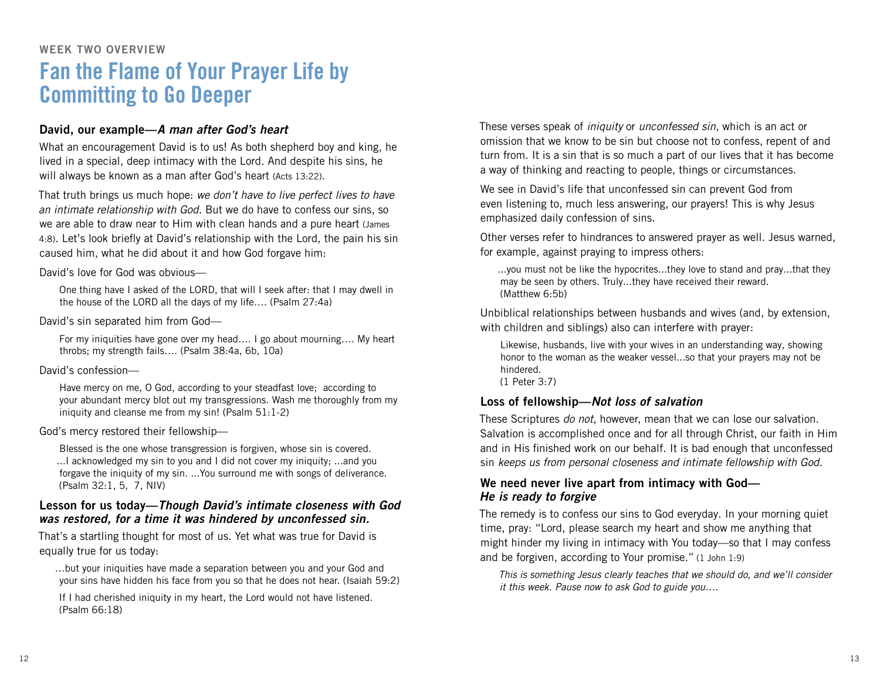WEEK TWO OVERVIEW

# Fan the Flame of Your Prayer Life by Committing to Go Deeper

### David, our example—*A man after God's heart*

What an encouragement David is to us! As both shepherd boy and king, he lived in a special, deep intimacy with the Lord. And despite his sins, he will always be known as a man after God's heart (Acts 13:22).

That truth brings us much hope: *we don't have to live perfect lives to have an intimate relationship with God.* But we do have to confess our sins, so we are able to draw near to Him with clean hands and a pure heart (James 4:8). Let's look briefly at David's relationship with the Lord, the pain his sin caused him, what he did about it and how God forgave him:

David's love for God was obvious—

> One thing have I asked of the LORD, that will I seek after: that I may dwell in the house of the LORD all the days of my life…. (Psalm 27:4a)

David's sin separated him from God—

> For my iniquities have gone over my head…. I go about mourning…. My heart throbs; my strength fails…. (Psalm 38:4a, 6b, 10a)

David's confession—

> Have mercy on me, O God, according to your steadfast love; according to your abundant mercy blot out my transgressions. Wash me thoroughly from my iniquity and cleanse me from my sin! (Psalm 51:1-2)

God's mercy restored their fellowship—

> Blessed is the one whose transgression is forgiven, whose sin is covered. ...I acknowledged my sin to you and I did not cover my iniquity; ...and you forgave the iniquity of my sin. ...You surround me with songs of deliverance. (Psalm 32:1, 5, 7, NIV)

### Lesson for us today—*Though David's intimate closeness with God was restored, for a time it was hindered by unconfessed sin.*

That's a startling thought for most of us. Yet what was true for David is equally true for us today:

> …but your iniquities have made a separation between you and your God and your sins have hidden his face from you so that he does not hear. (Isaiah 59:2)
>
> If I had cherished iniquity in my heart, the Lord would not have listened. (Psalm 66:18)

These verses speak of *iniquity* or *unconfessed sin*, which is an act or omission that we know to be sin but choose not to confess, repent of and turn from. It is a sin that is so much a part of our lives that it has become a way of thinking and reacting to people, things or circumstances.

We see in David's life that unconfessed sin can prevent God from even listening to, much less answering, our prayers! This is why Jesus emphasized daily confession of sins.

Other verses refer to hindrances to answered prayer as well. Jesus warned, for example, against praying to impress others:

> ...you must not be like the hypocrites...they love to stand and pray...that they may be seen by others. Truly...they have received their reward. (Matthew 6:5b)

Unbiblical relationships between husbands and wives (and, by extension, with children and siblings) also can interfere with prayer:

> Likewise, husbands, live with your wives in an understanding way, showing honor to the woman as the weaker vessel...so that your prayers may not be hindered.
> (1 Peter 3:7)

### Loss of fellowship—*Not loss of salvation*

These Scriptures *do not*, however, mean that we can lose our salvation. Salvation is accomplished once and for all through Christ, our faith in Him and in His finished work on our behalf. It is bad enough that unconfessed sin *keeps us from personal closeness and intimate fellowship with God.*

### We need never live apart from intimacy with God—*He is ready to forgive*

The remedy is to confess our sins to God everyday. In your morning quiet time, pray: "Lord, please search my heart and show me anything that might hinder my living in intimacy with You today—so that I may confess and be forgiven, according to Your promise." (1 John 1:9)

> *This is something Jesus clearly teaches that we should do, and we'll consider it this week. Pause now to ask God to guide you….*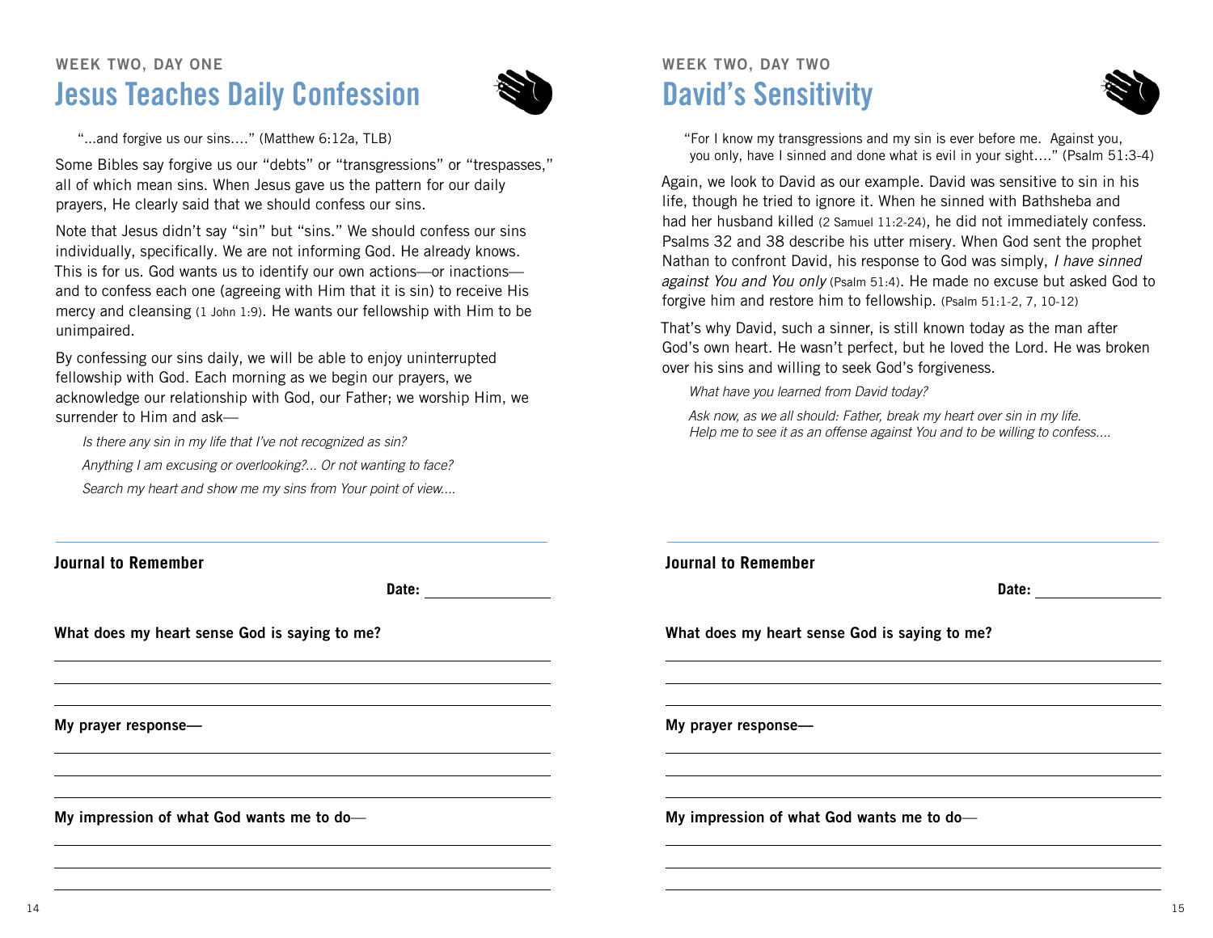## WEEK TWO, DAY ONE

# Jesus Teaches Daily Confession

"...and forgive us our sins...." (Matthew 6:12a, TLB)

Some Bibles say forgive us our "debts" or "transgressions" or "trespasses," all of which mean sins. When Jesus gave us the pattern for our daily prayers, He clearly said that we should confess our sins.

Note that Jesus didn't say "sin" but "sins." We should confess our sins individually, specifically. We are not informing God. He already knows. This is for us. God wants us to identify our own actions—or inactions—and to confess each one (agreeing with Him that it is sin) to receive His mercy and cleansing (1 John 1:9). He wants our fellowship with Him to be unimpaired.

By confessing our sins daily, we will be able to enjoy uninterrupted fellowship with God. Each morning as we begin our prayers, we acknowledge our relationship with God, our Father; we worship Him, we surrender to Him and ask—

*Is there any sin in my life that I've not recognized as sin?*

*Anything I am excusing or overlooking?... Or not wanting to face?*

*Search my heart and show me my sins from Your point of view....*

---

**Journal to Remember**

**Date:** ________________

**What does my heart sense God is saying to me?**

______________________________________________

______________________________________________

______________________________________________

**My prayer response—**

______________________________________________

______________________________________________

______________________________________________

**My impression of what God wants me to do—**

______________________________________________

______________________________________________

______________________________________________

## WEEK TWO, DAY TWO

# David's Sensitivity

"For I know my transgressions and my sin is ever before me. Against you, you only, have I sinned and done what is evil in your sight...." (Psalm 51:3-4)

Again, we look to David as our example. David was sensitive to sin in his life, though he tried to ignore it. When he sinned with Bathsheba and had her husband killed (2 Samuel 11:2-24), he did not immediately confess. Psalms 32 and 38 describe his utter misery. When God sent the prophet Nathan to confront David, his response to God was simply, *I have sinned against You and You only* (Psalm 51:4). He made no excuse but asked God to forgive him and restore him to fellowship. (Psalm 51:1-2, 7, 10-12)

That's why David, such a sinner, is still known today as the man after God's own heart. He wasn't perfect, but he loved the Lord. He was broken over his sins and willing to seek God's forgiveness.

*What have you learned from David today?*

*Ask now, as we all should: Father, break my heart over sin in my life. Help me to see it as an offense against You and to be willing to confess....*

---

**Journal to Remember**

**Date:** ________________

**What does my heart sense God is saying to me?**

______________________________________________

______________________________________________

______________________________________________

**My prayer response—**

______________________________________________

______________________________________________

______________________________________________

**My impression of what God wants me to do—**

______________________________________________

______________________________________________

______________________________________________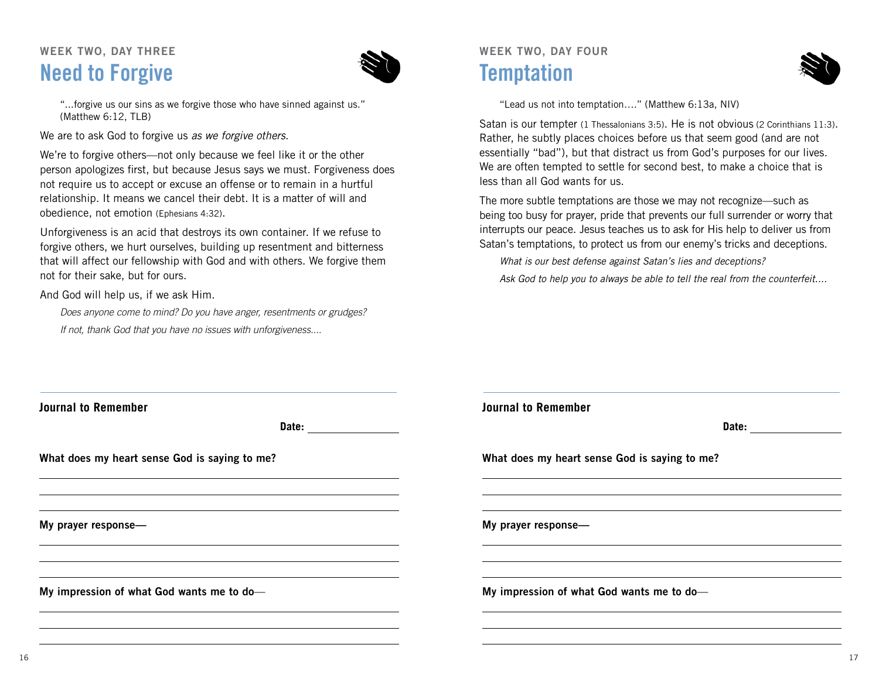## WEEK TWO, DAY THREE

# Need to Forgive

> "…forgive us our sins as we forgive those who have sinned against us." (Matthew 6:12, TLB)

We are to ask God to forgive us *as we forgive others.*

We're to forgive others—not only because we feel like it or the other person apologizes first, but because Jesus says we must. Forgiveness does not require us to accept or excuse an offense or to remain in a hurtful relationship. It means we cancel their debt. It is a matter of will and obedience, not emotion (Ephesians 4:32).

Unforgiveness is an acid that destroys its own container. If we refuse to forgive others, we hurt ourselves, building up resentment and bitterness that will affect our fellowship with God and with others. We forgive them not for their sake, but for ours.

And God will help us, if we ask Him.

*Does anyone come to mind? Do you have anger, resentments or grudges?*

*If not, thank God that you have no issues with unforgiveness….*

**Journal to Remember**

**Date:** ______________

**What does my heart sense God is saying to me?**

______________________________________________

______________________________________________

______________________________________________

**My prayer response—**

______________________________________________

______________________________________________

______________________________________________

**My impression of what God wants me to do—**

______________________________________________

______________________________________________

______________________________________________

## WEEK TWO, DAY FOUR

# Temptation

> "Lead us not into temptation…." (Matthew 6:13a, NIV)

Satan is our tempter (1 Thessalonians 3:5). He is not obvious (2 Corinthians 11:3). Rather, he subtly places choices before us that seem good (and are not essentially "bad"), but that distract us from God's purposes for our lives. We are often tempted to settle for second best, to make a choice that is less than all God wants for us.

The more subtle temptations are those we may not recognize—such as being too busy for prayer, pride that prevents our full surrender or worry that interrupts our peace. Jesus teaches us to ask for His help to deliver us from Satan's temptations, to protect us from our enemy's tricks and deceptions.

*What is our best defense against Satan's lies and deceptions?*

*Ask God to help you to always be able to tell the real from the counterfeit….*

**Journal to Remember**

**Date:** ______________

**What does my heart sense God is saying to me?**

______________________________________________

______________________________________________

______________________________________________

**My prayer response—**

______________________________________________

______________________________________________

______________________________________________

**My impression of what God wants me to do—**

______________________________________________

______________________________________________

______________________________________________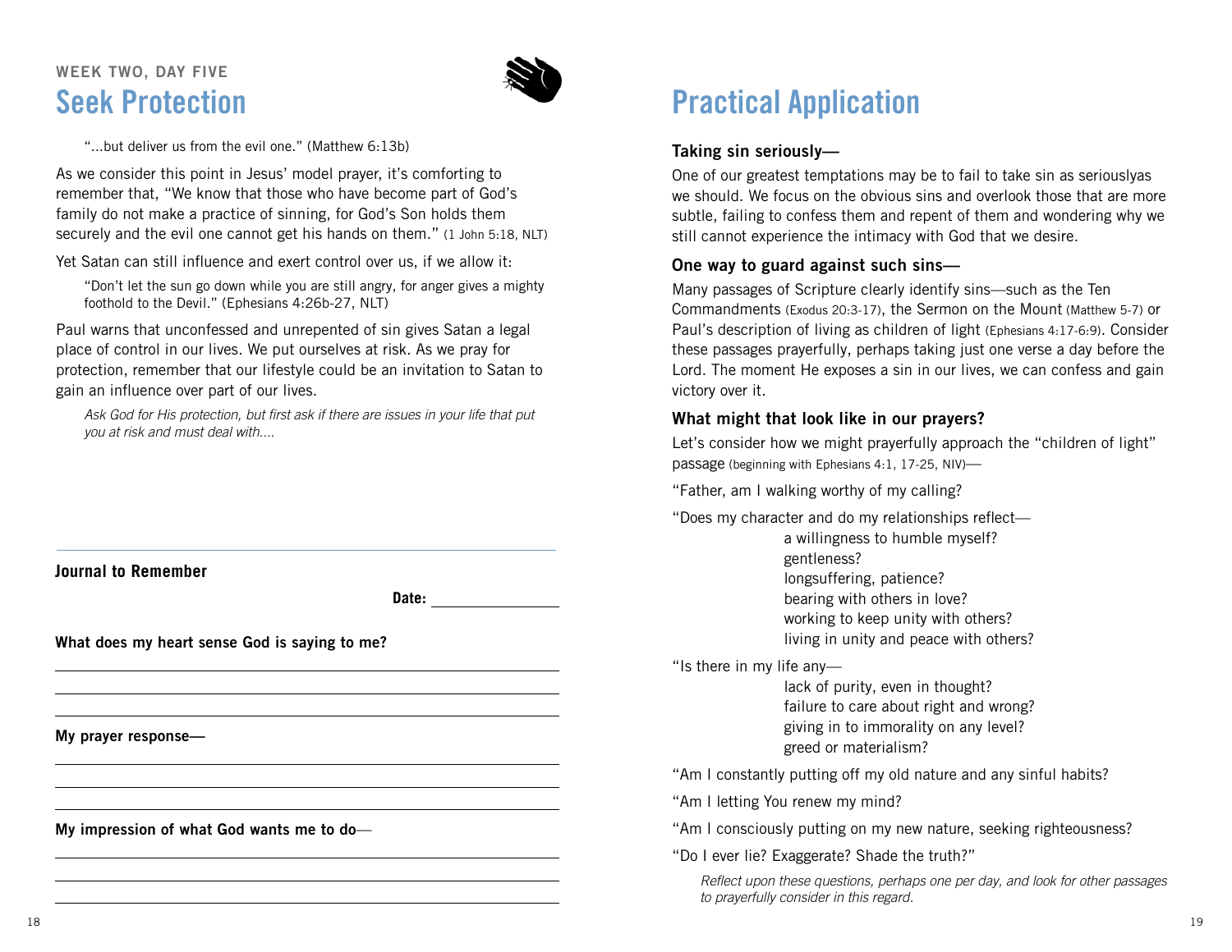### WEEK TWO, DAY FIVE

# Seek Protection

"...but deliver us from the evil one." (Matthew 6:13b)

As we consider this point in Jesus' model prayer, it's comforting to remember that, "We know that those who have become part of God's family do not make a practice of sinning, for God's Son holds them securely and the evil one cannot get his hands on them." (1 John 5:18, NLT)

Yet Satan can still influence and exert control over us, if we allow it:

> "Don't let the sun go down while you are still angry, for anger gives a mighty foothold to the Devil." (Ephesians 4:26b-27, NLT)

Paul warns that unconfessed and unrepented of sin gives Satan a legal place of control in our lives. We put ourselves at risk. As we pray for protection, remember that our lifestyle could be an invitation to Satan to gain an influence over part of our lives.

*Ask God for His protection, but first ask if there are issues in your life that put you at risk and must deal with....*

---

**Journal to Remember**

**Date:** ______________

**What does my heart sense God is saying to me?**

______________________________

______________________________

______________________________

**My prayer response—**

______________________________

______________________________

______________________________

**My impression of what God wants me to do—**

______________________________

______________________________

______________________________

# Practical Application

### Taking sin seriously—

One of our greatest temptations may be to fail to take sin as seriouslyas we should. We focus on the obvious sins and overlook those that are more subtle, failing to confess them and repent of them and wondering why we still cannot experience the intimacy with God that we desire.

### One way to guard against such sins—

Many passages of Scripture clearly identify sins—such as the Ten Commandments (Exodus 20:3-17), the Sermon on the Mount (Matthew 5-7) or Paul's description of living as children of light (Ephesians 4:17-6:9). Consider these passages prayerfully, perhaps taking just one verse a day before the Lord. The moment He exposes a sin in our lives, we can confess and gain victory over it.

### What might that look like in our prayers?

Let's consider how we might prayerfully approach the "children of light" passage (beginning with Ephesians 4:1, 17-25, NIV)—

"Father, am I walking worthy of my calling?

"Does my character and do my relationships reflect—

- a willingness to humble myself?
- gentleness?
- longsuffering, patience?
- bearing with others in love?
- working to keep unity with others?
- living in unity and peace with others?

"Is there in my life any—

- lack of purity, even in thought?
- failure to care about right and wrong?
- giving in to immorality on any level?
- greed or materialism?

"Am I constantly putting off my old nature and any sinful habits?

"Am I letting You renew my mind?

"Am I consciously putting on my new nature, seeking righteousness?

"Do I ever lie? Exaggerate? Shade the truth?"

*Reflect upon these questions, perhaps one per day, and look for other passages to prayerfully consider in this regard.*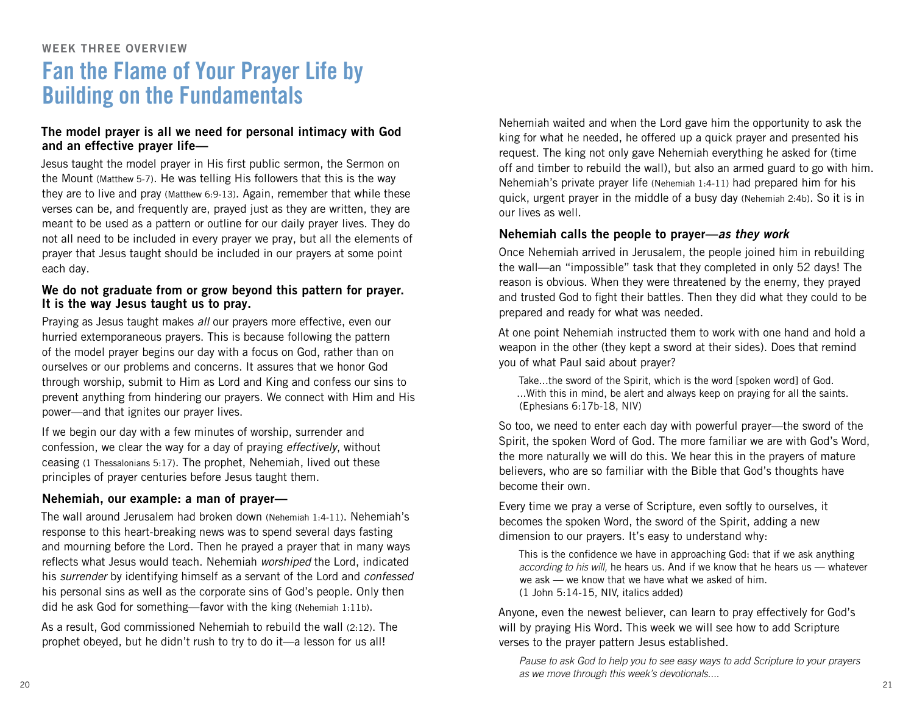WEEK THREE OVERVIEW

# Fan the Flame of Your Prayer Life by Building on the Fundamentals

### The model prayer is all we need for personal intimacy with God and an effective prayer life—

Jesus taught the model prayer in His first public sermon, the Sermon on the Mount (Matthew 5-7). He was telling His followers that this is the way they are to live and pray (Matthew 6:9-13). Again, remember that while these verses can be, and frequently are, prayed just as they are written, they are meant to be used as a pattern or outline for our daily prayer lives. They do not all need to be included in every prayer we pray, but all the elements of prayer that Jesus taught should be included in our prayers at some point each day.

### We do not graduate from or grow beyond this pattern for prayer. It is the way Jesus taught us to pray.

Praying as Jesus taught makes *all* our prayers more effective, even our hurried extemporaneous prayers. This is because following the pattern of the model prayer begins our day with a focus on God, rather than on ourselves or our problems and concerns. It assures that we honor God through worship, submit to Him as Lord and King and confess our sins to prevent anything from hindering our prayers. We connect with Him and His power—and that ignites our prayer lives.

If we begin our day with a few minutes of worship, surrender and confession, we clear the way for a day of praying *effectively*, without ceasing (1 Thessalonians 5:17). The prophet, Nehemiah, lived out these principles of prayer centuries before Jesus taught them.

### Nehemiah, our example: a man of prayer—

The wall around Jerusalem had broken down (Nehemiah 1:4-11). Nehemiah's response to this heart-breaking news was to spend several days fasting and mourning before the Lord. Then he prayed a prayer that in many ways reflects what Jesus would teach. Nehemiah *worshiped* the Lord, indicated his *surrender* by identifying himself as a servant of the Lord and *confessed* his personal sins as well as the corporate sins of God's people. Only then did he ask God for something—favor with the king (Nehemiah 1:11b).

As a result, God commissioned Nehemiah to rebuild the wall (2:12). The prophet obeyed, but he didn't rush to try to do it—a lesson for us all!

Nehemiah waited and when the Lord gave him the opportunity to ask the king for what he needed, he offered up a quick prayer and presented his request. The king not only gave Nehemiah everything he asked for (time off and timber to rebuild the wall), but also an armed guard to go with him. Nehemiah's private prayer life (Nehemiah 1:4-11) had prepared him for his quick, urgent prayer in the middle of a busy day (Nehemiah 2:4b). So it is in our lives as well.

### Nehemiah calls the people to prayer—*as they work*

Once Nehemiah arrived in Jerusalem, the people joined him in rebuilding the wall—an "impossible" task that they completed in only 52 days! The reason is obvious. When they were threatened by the enemy, they prayed and trusted God to fight their battles. Then they did what they could to be prepared and ready for what was needed.

At one point Nehemiah instructed them to work with one hand and hold a weapon in the other (they kept a sword at their sides). Does that remind you of what Paul said about prayer?

> Take...the sword of the Spirit, which is the word [spoken word] of God. ...With this in mind, be alert and always keep on praying for all the saints. (Ephesians 6:17b-18, NIV)

So too, we need to enter each day with powerful prayer—the sword of the Spirit, the spoken Word of God. The more familiar we are with God's Word, the more naturally we will do this. We hear this in the prayers of mature believers, who are so familiar with the Bible that God's thoughts have become their own.

Every time we pray a verse of Scripture, even softly to ourselves, it becomes the spoken Word, the sword of the Spirit, adding a new dimension to our prayers. It's easy to understand why:

> This is the confidence we have in approaching God: that if we ask anything *according to his will,* he hears us. And if we know that he hears us — whatever we ask — we know that we have what we asked of him. (1 John 5:14-15, NIV, italics added)

Anyone, even the newest believer, can learn to pray effectively for God's will by praying His Word. This week we will see how to add Scripture verses to the prayer pattern Jesus established.

> *Pause to ask God to help you to see easy ways to add Scripture to your prayers as we move through this week's devotionals....*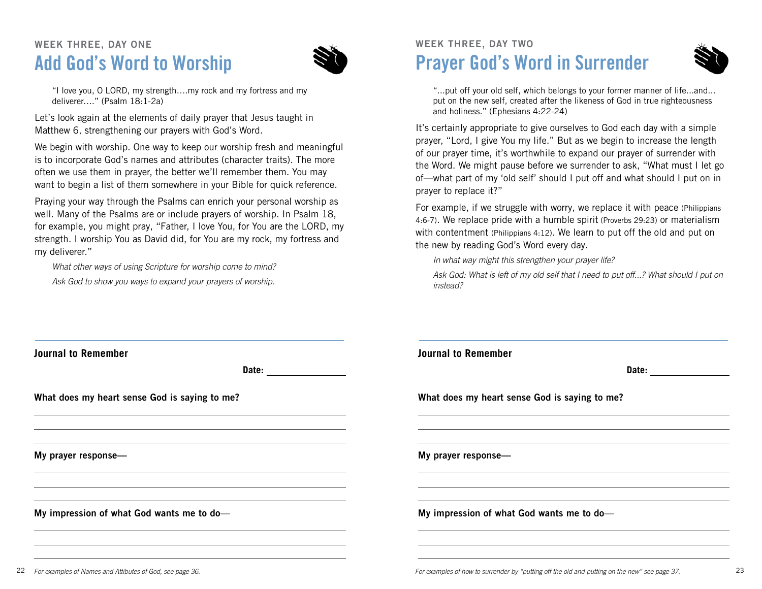WEEK THREE, DAY ONE

# Add God's Word to Worship

"I love you, O LORD, my strength….my rock and my fortress and my deliverer…." (Psalm 18:1-2a)

Let's look again at the elements of daily prayer that Jesus taught in Matthew 6, strengthening our prayers with God's Word.

We begin with worship. One way to keep our worship fresh and meaningful is to incorporate God's names and attributes (character traits). The more often we use them in prayer, the better we'll remember them. You may want to begin a list of them somewhere in your Bible for quick reference.

Praying your way through the Psalms can enrich your personal worship as well. Many of the Psalms are or include prayers of worship. In Psalm 18, for example, you might pray, "Father, I love You, for You are the LORD, my strength. I worship You as David did, for You are my rock, my fortress and my deliverer."

*What other ways of using Scripture for worship come to mind?*

*Ask God to show you ways to expand your prayers of worship.*

**Journal to Remember**

**Date:** ____________

**What does my heart sense God is saying to me?**

______________________________

______________________________

______________________________

**My prayer response—**

______________________________

______________________________

______________________________

**My impression of what God wants me to do—**

______________________________

______________________________

______________________________

*For examples of Names and Attibutes of God, see page 36.*

WEEK THREE, DAY TWO

# Prayer God's Word in Surrender

"…put off your old self, which belongs to your former manner of life…and… put on the new self, created after the likeness of God in true righteousness and holiness." (Ephesians 4:22-24)

It's certainly appropriate to give ourselves to God each day with a simple prayer, "Lord, I give You my life." But as we begin to increase the length of our prayer time, it's worthwhile to expand our prayer of surrender with the Word. We might pause before we surrender to ask, "What must I let go of—what part of my 'old self' should I put off and what should I put on in prayer to replace it?"

For example, if we struggle with worry, we replace it with peace (Philippians 4:6-7). We replace pride with a humble spirit (Proverbs 29:23) or materialism with contentment (Philippians 4:12). We learn to put off the old and put on the new by reading God's Word every day.

*In what way might this strengthen your prayer life?*

*Ask God: What is left of my old self that I need to put off…? What should I put on instead?*

**Journal to Remember**

**Date:** ____________

**What does my heart sense God is saying to me?**

______________________________

______________________________

______________________________

**My prayer response—**

______________________________

______________________________

______________________________

**My impression of what God wants me to do—**

______________________________

______________________________

______________________________

*For examples of how to surrender by "putting off the old and putting on the new" see page 37.*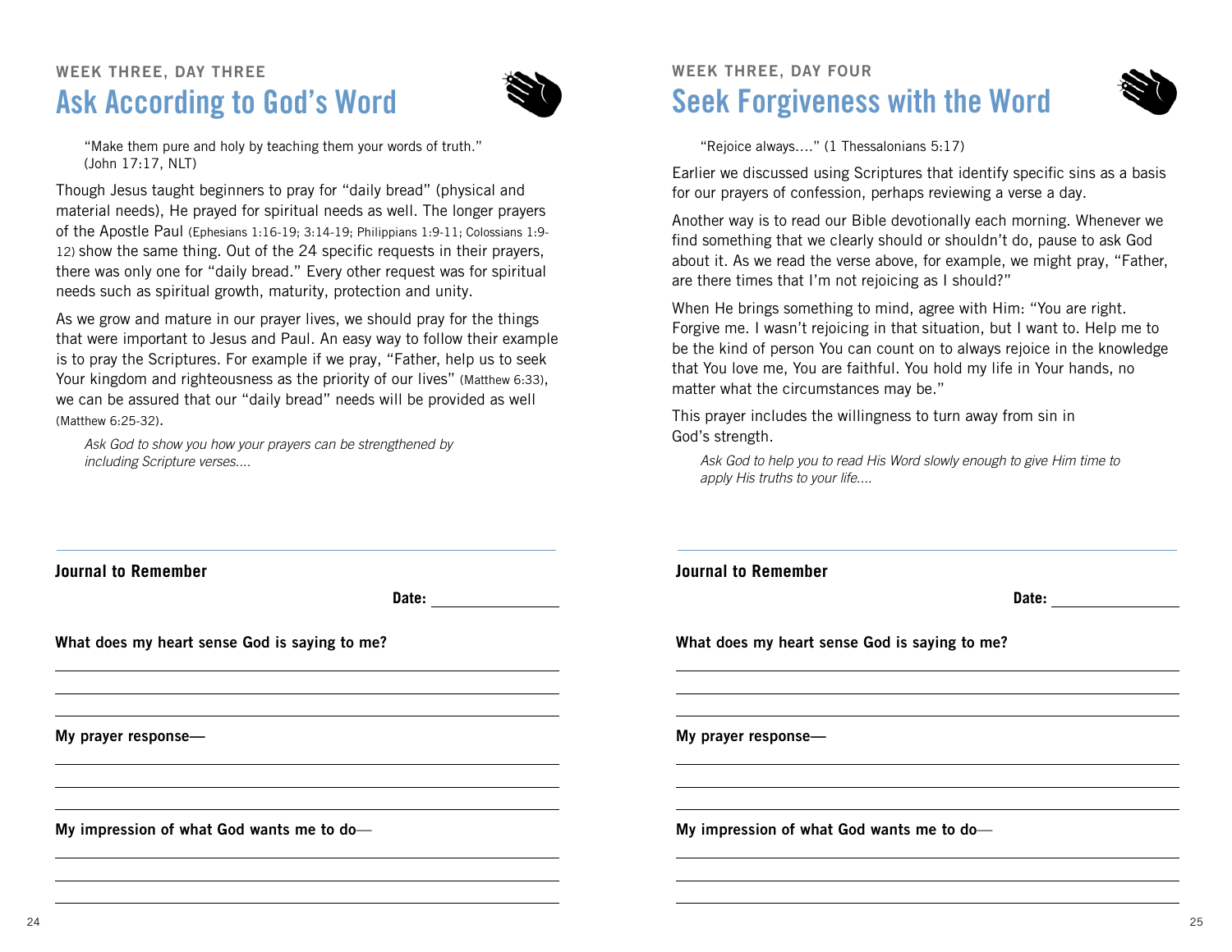WEEK THREE, DAY THREE

## Ask According to God's Word

"Make them pure and holy by teaching them your words of truth." (John 17:17, NLT)

Though Jesus taught beginners to pray for "daily bread" (physical and material needs), He prayed for spiritual needs as well. The longer prayers of the Apostle Paul (Ephesians 1:16-19; 3:14-19; Philippians 1:9-11; Colossians 1:9-12) show the same thing. Out of the 24 specific requests in their prayers, there was only one for "daily bread." Every other request was for spiritual needs such as spiritual growth, maturity, protection and unity.

As we grow and mature in our prayer lives, we should pray for the things that were important to Jesus and Paul. An easy way to follow their example is to pray the Scriptures. For example if we pray, "Father, help us to seek Your kingdom and righteousness as the priority of our lives" (Matthew 6:33), we can be assured that our "daily bread" needs will be provided as well (Matthew 6:25-32).

*Ask God to show you how your prayers can be strengthened by including Scripture verses....*

---

**Journal to Remember**

**Date:** ______________

**What does my heart sense God is saying to me?**

______________________________

______________________________

______________________________

**My prayer response—**

______________________________

______________________________

______________________________

**My impression of what God wants me to do—**

______________________________

______________________________

______________________________

WEEK THREE, DAY FOUR

## Seek Forgiveness with the Word

"Rejoice always...." (1 Thessalonians 5:17)

Earlier we discussed using Scriptures that identify specific sins as a basis for our prayers of confession, perhaps reviewing a verse a day.

Another way is to read our Bible devotionally each morning. Whenever we find something that we clearly should or shouldn't do, pause to ask God about it. As we read the verse above, for example, we might pray, "Father, are there times that I'm not rejoicing as I should?"

When He brings something to mind, agree with Him: "You are right. Forgive me. I wasn't rejoicing in that situation, but I want to. Help me to be the kind of person You can count on to always rejoice in the knowledge that You love me, You are faithful. You hold my life in Your hands, no matter what the circumstances may be."

This prayer includes the willingness to turn away from sin in God's strength.

*Ask God to help you to read His Word slowly enough to give Him time to apply His truths to your life....*

---

**Journal to Remember**

**Date:** ______________

**What does my heart sense God is saying to me?**

______________________________

______________________________

______________________________

**My prayer response—**

______________________________

______________________________

______________________________

**My impression of what God wants me to do—**

______________________________

______________________________

______________________________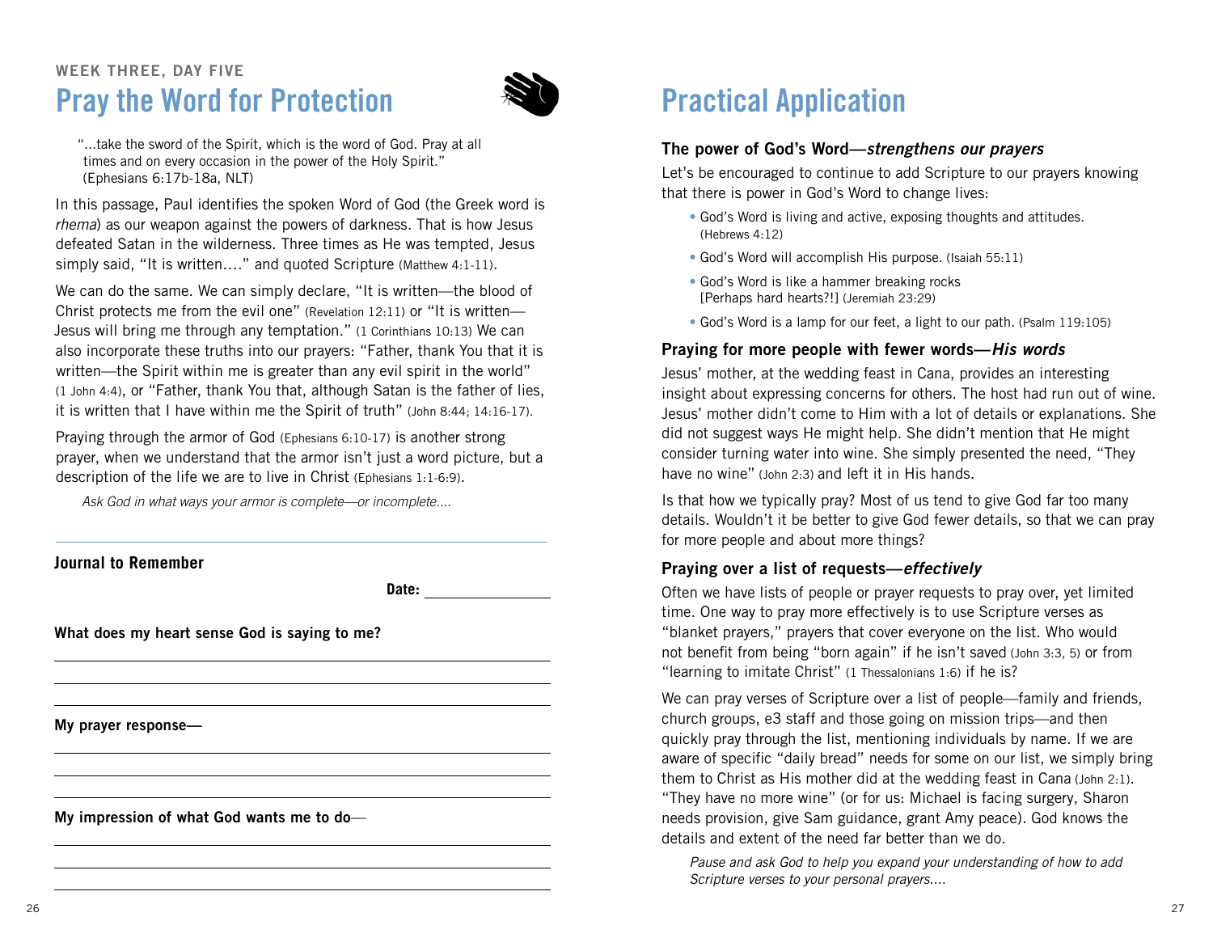WEEK THREE, DAY FIVE

# Pray the Word for Protection

"...take the sword of the Spirit, which is the word of God. Pray at all times and on every occasion in the power of the Holy Spirit." (Ephesians 6:17b-18a, NLT)

In this passage, Paul identifies the spoken Word of God (the Greek word is *rhema*) as our weapon against the powers of darkness. That is how Jesus defeated Satan in the wilderness. Three times as He was tempted, Jesus simply said, "It is written…." and quoted Scripture (Matthew 4:1-11).

We can do the same. We can simply declare, "It is written—the blood of Christ protects me from the evil one" (Revelation 12:11) or "It is written—Jesus will bring me through any temptation." (1 Corinthians 10:13) We can also incorporate these truths into our prayers: "Father, thank You that it is written—the Spirit within me is greater than any evil spirit in the world" (1 John 4:4), or "Father, thank You that, although Satan is the father of lies, it is written that I have within me the Spirit of truth" (John 8:44; 14:16-17).

Praying through the armor of God (Ephesians 6:10-17) is another strong prayer, when we understand that the armor isn't just a word picture, but a description of the life we are to live in Christ (Ephesians 1:1-6:9).

*Ask God in what ways your armor is complete—or incomplete....*

---

**Journal to Remember**

**Date:** ________________

**What does my heart sense God is saying to me?**

______________________________

______________________________

______________________________

**My prayer response—**

______________________________

______________________________

______________________________

**My impression of what God wants me to do—**

______________________________

______________________________

______________________________

# Practical Application

### The power of God's Word—*strengthens our prayers*

Let's be encouraged to continue to add Scripture to our prayers knowing that there is power in God's Word to change lives:

- God's Word is living and active, exposing thoughts and attitudes. (Hebrews 4:12)
- God's Word will accomplish His purpose. (Isaiah 55:11)
- God's Word is like a hammer breaking rocks [Perhaps hard hearts?!] (Jeremiah 23:29)
- God's Word is a lamp for our feet, a light to our path. (Psalm 119:105)

### Praying for more people with fewer words—*His words*

Jesus' mother, at the wedding feast in Cana, provides an interesting insight about expressing concerns for others. The host had run out of wine. Jesus' mother didn't come to Him with a lot of details or explanations. She did not suggest ways He might help. She didn't mention that He might consider turning water into wine. She simply presented the need, "They have no wine" (John 2:3) and left it in His hands.

Is that how we typically pray? Most of us tend to give God far too many details. Wouldn't it be better to give God fewer details, so that we can pray for more people and about more things?

### Praying over a list of requests—*effectively*

Often we have lists of people or prayer requests to pray over, yet limited time. One way to pray more effectively is to use Scripture verses as "blanket prayers," prayers that cover everyone on the list. Who would not benefit from being "born again" if he isn't saved (John 3:3, 5) or from "learning to imitate Christ" (1 Thessalonians 1:6) if he is?

We can pray verses of Scripture over a list of people—family and friends, church groups, e3 staff and those going on mission trips—and then quickly pray through the list, mentioning individuals by name. If we are aware of specific "daily bread" needs for some on our list, we simply bring them to Christ as His mother did at the wedding feast in Cana (John 2:1). "They have no more wine" (or for us: Michael is facing surgery, Sharon needs provision, give Sam guidance, grant Amy peace). God knows the details and extent of the need far better than we do.

*Pause and ask God to help you expand your understanding of how to add Scripture verses to your personal prayers....*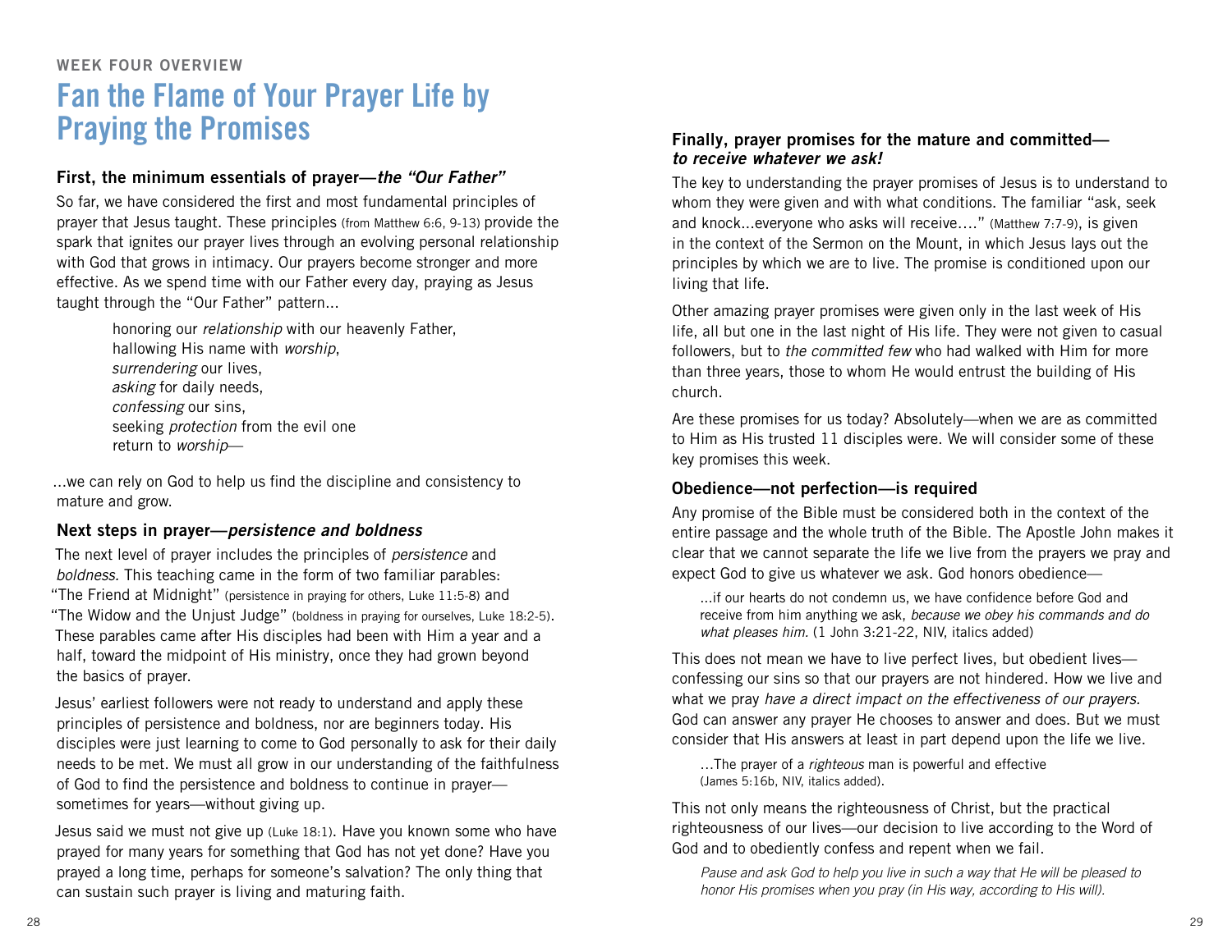WEEK FOUR OVERVIEW

# Fan the Flame of Your Prayer Life by Praying the Promises

### First, the minimum essentials of prayer—*the "Our Father"*

So far, we have considered the first and most fundamental principles of prayer that Jesus taught. These principles (from Matthew 6:6, 9-13) provide the spark that ignites our prayer lives through an evolving personal relationship with God that grows in intimacy. Our prayers become stronger and more effective. As we spend time with our Father every day, praying as Jesus taught through the "Our Father" pattern...

> honoring our *relationship* with our heavenly Father,
> hallowing His name with *worship*,
> *surrendering* our lives,
> *asking* for daily needs,
> *confessing* our sins,
> seeking *protection* from the evil one
> return to *worship*—

...we can rely on God to help us find the discipline and consistency to mature and grow.

### Next steps in prayer—*persistence and boldness*

The next level of prayer includes the principles of *persistence* and *boldness.* This teaching came in the form of two familiar parables: "The Friend at Midnight" (persistence in praying for others, Luke 11:5-8) and "The Widow and the Unjust Judge" (boldness in praying for ourselves, Luke 18:2-5). These parables came after His disciples had been with Him a year and a half, toward the midpoint of His ministry, once they had grown beyond the basics of prayer.

Jesus' earliest followers were not ready to understand and apply these principles of persistence and boldness, nor are beginners today. His disciples were just learning to come to God personally to ask for their daily needs to be met. We must all grow in our understanding of the faithfulness of God to find the persistence and boldness to continue in prayer—sometimes for years—without giving up.

Jesus said we must not give up (Luke 18:1). Have you known some who have prayed for many years for something that God has not yet done? Have you prayed a long time, perhaps for someone's salvation? The only thing that can sustain such prayer is living and maturing faith.

### Finally, prayer promises for the mature and committed—*to receive whatever we ask!*

The key to understanding the prayer promises of Jesus is to understand to whom they were given and with what conditions. The familiar "ask, seek and knock...everyone who asks will receive…." (Matthew 7:7-9), is given in the context of the Sermon on the Mount, in which Jesus lays out the principles by which we are to live. The promise is conditioned upon our living that life.

Other amazing prayer promises were given only in the last week of His life, all but one in the last night of His life. They were not given to casual followers, but to *the committed few* who had walked with Him for more than three years, those to whom He would entrust the building of His church.

Are these promises for us today? Absolutely—when we are as committed to Him as His trusted 11 disciples were. We will consider some of these key promises this week.

### Obedience—not perfection—is required

Any promise of the Bible must be considered both in the context of the entire passage and the whole truth of the Bible. The Apostle John makes it clear that we cannot separate the life we live from the prayers we pray and expect God to give us whatever we ask. God honors obedience—

> ...if our hearts do not condemn us, we have confidence before God and receive from him anything we ask, *because we obey his commands and do what pleases him.* (1 John 3:21-22, NIV, italics added)

This does not mean we have to live perfect lives, but obedient lives—confessing our sins so that our prayers are not hindered. How we live and what we pray *have a direct impact on the effectiveness of our prayers.* God can answer any prayer He chooses to answer and does. But we must consider that His answers at least in part depend upon the life we live.

> ...The prayer of a *righteous* man is powerful and effective (James 5:16b, NIV, italics added).

This not only means the righteousness of Christ, but the practical righteousness of our lives—our decision to live according to the Word of God and to obediently confess and repent when we fail.

> *Pause and ask God to help you live in such a way that He will be pleased to honor His promises when you pray (in His way, according to His will).*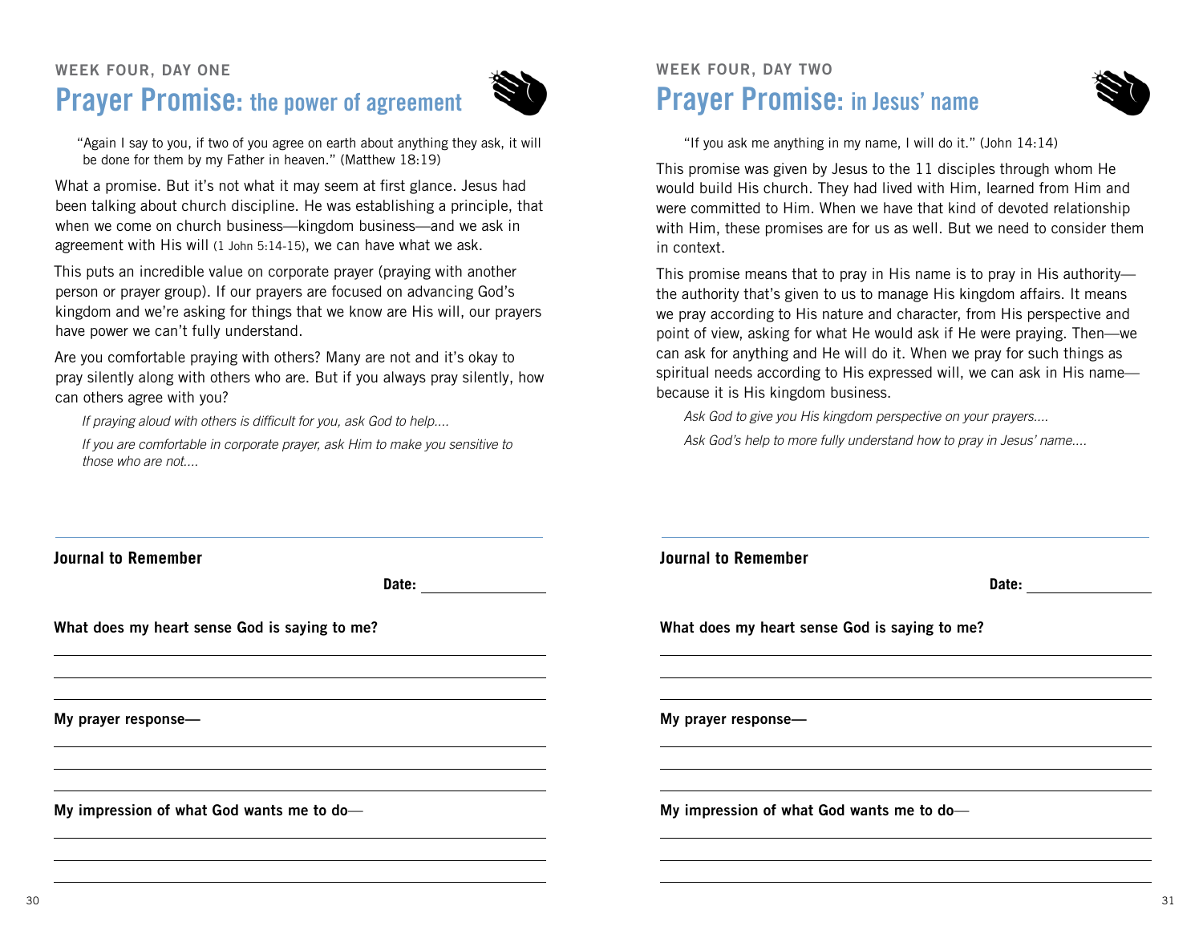### WEEK FOUR, DAY ONE

## Prayer Promise: the power of agreement

> "Again I say to you, if two of you agree on earth about anything they ask, it will be done for them by my Father in heaven." (Matthew 18:19)

What a promise. But it's not what it may seem at first glance. Jesus had been talking about church discipline. He was establishing a principle, that when we come on church business—kingdom business—and we ask in agreement with His will (1 John 5:14-15), we can have what we ask.

This puts an incredible value on corporate prayer (praying with another person or prayer group). If our prayers are focused on advancing God's kingdom and we're asking for things that we know are His will, our prayers have power we can't fully understand.

Are you comfortable praying with others? Many are not and it's okay to pray silently along with others who are. But if you always pray silently, how can others agree with you?

*If praying aloud with others is difficult for you, ask God to help....*

*If you are comfortable in corporate prayer, ask Him to make you sensitive to those who are not....*

---

**Journal to Remember**

**Date:** ______________

**What does my heart sense God is saying to me?**

______________________________________________

______________________________________________

______________________________________________

**My prayer response—**

______________________________________________

______________________________________________

______________________________________________

**My impression of what God wants me to do—**

______________________________________________

______________________________________________

______________________________________________

### WEEK FOUR, DAY TWO

## Prayer Promise: in Jesus' name

> "If you ask me anything in my name, I will do it." (John 14:14)

This promise was given by Jesus to the 11 disciples through whom He would build His church. They had lived with Him, learned from Him and were committed to Him. When we have that kind of devoted relationship with Him, these promises are for us as well. But we need to consider them in context.

This promise means that to pray in His name is to pray in His authority—the authority that's given to us to manage His kingdom affairs. It means we pray according to His nature and character, from His perspective and point of view, asking for what He would ask if He were praying. Then—we can ask for anything and He will do it. When we pray for such things as spiritual needs according to His expressed will, we can ask in His name—because it is His kingdom business.

*Ask God to give you His kingdom perspective on your prayers....*

*Ask God's help to more fully understand how to pray in Jesus' name....*

---

**Journal to Remember**

**Date:** ______________

**What does my heart sense God is saying to me?**

______________________________________________

______________________________________________

______________________________________________

**My prayer response—**

______________________________________________

______________________________________________

______________________________________________

**My impression of what God wants me to do—**

______________________________________________

______________________________________________

______________________________________________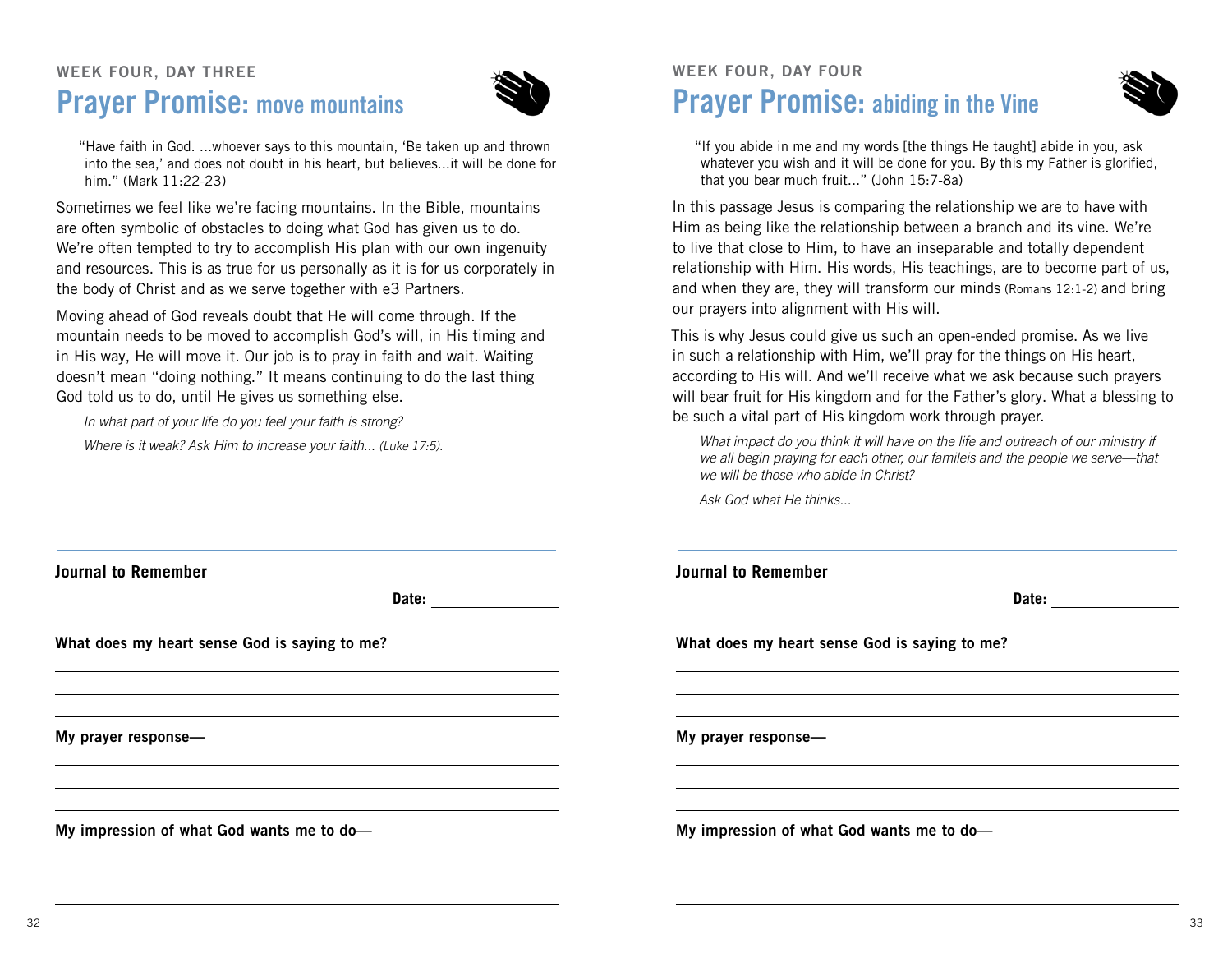WEEK FOUR, DAY THREE

# Prayer Promise: move mountains

"Have faith in God. ...whoever says to this mountain, 'Be taken up and thrown into the sea,' and does not doubt in his heart, but believes...it will be done for him." (Mark 11:22-23)

Sometimes we feel like we're facing mountains. In the Bible, mountains are often symbolic of obstacles to doing what God has given us to do. We're often tempted to try to accomplish His plan with our own ingenuity and resources. This is as true for us personally as it is for us corporately in the body of Christ and as we serve together with e3 Partners.

Moving ahead of God reveals doubt that He will come through. If the mountain needs to be moved to accomplish God's will, in His timing and in His way, He will move it. Our job is to pray in faith and wait. Waiting doesn't mean "doing nothing." It means continuing to do the last thing God told us to do, until He gives us something else.

*In what part of your life do you feel your faith is strong?*

*Where is it weak? Ask Him to increase your faith... (Luke 17:5).*

**Journal to Remember**

**Date:** ______________

**What does my heart sense God is saying to me?**

______________________________

______________________________

______________________________

**My prayer response—**

______________________________

______________________________

______________________________

**My impression of what God wants me to do—**

______________________________

______________________________

______________________________

WEEK FOUR, DAY FOUR

# Prayer Promise: abiding in the Vine

"If you abide in me and my words [the things He taught] abide in you, ask whatever you wish and it will be done for you. By this my Father is glorified, that you bear much fruit..." (John 15:7-8a)

In this passage Jesus is comparing the relationship we are to have with Him as being like the relationship between a branch and its vine. We're to live that close to Him, to have an inseparable and totally dependent relationship with Him. His words, His teachings, are to become part of us, and when they are, they will transform our minds (Romans 12:1-2) and bring our prayers into alignment with His will.

This is why Jesus could give us such an open-ended promise. As we live in such a relationship with Him, we'll pray for the things on His heart, according to His will. And we'll receive what we ask because such prayers will bear fruit for His kingdom and for the Father's glory. What a blessing to be such a vital part of His kingdom work through prayer.

*What impact do you think it will have on the life and outreach of our ministry if we all begin praying for each other, our fameleis and the people we serve—that we will be those who abide in Christ?*

*Ask God what He thinks...*

**Journal to Remember**

**Date:** ______________

**What does my heart sense God is saying to me?**

______________________________

______________________________

______________________________

**My prayer response—**

______________________________

______________________________

______________________________

**My impression of what God wants me to do—**

______________________________

______________________________

______________________________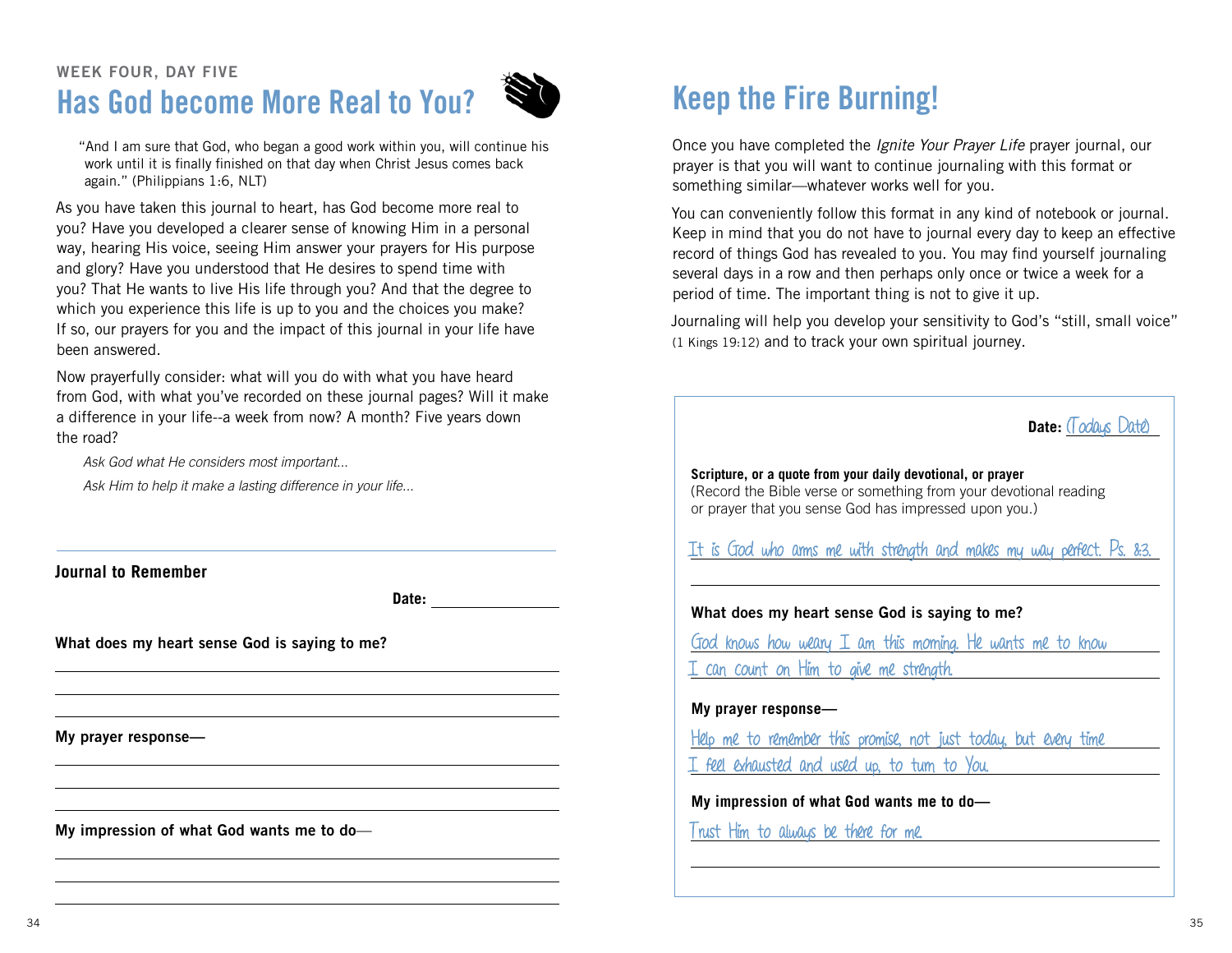WEEK FOUR, DAY FIVE

# Has God become More Real to You?

"And I am sure that God, who began a good work within you, will continue his work until it is finally finished on that day when Christ Jesus comes back again." (Philippians 1:6, NLT)

As you have taken this journal to heart, has God become more real to you? Have you developed a clearer sense of knowing Him in a personal way, hearing His voice, seeing Him answer your prayers for His purpose and glory? Have you understood that He desires to spend time with you? That He wants to live His life through you? And that the degree to which you experience this life is up to you and the choices you make? If so, our prayers for you and the impact of this journal in your life have been answered.

Now prayerfully consider: what will you do with what you have heard from God, with what you've recorded on these journal pages? Will it make a difference in your life--a week from now? A month? Five years down the road?

*Ask God what He considers most important...*

*Ask Him to help it make a lasting difference in your life...*

---

**Journal to Remember**

**Date:** ______________

**What does my heart sense God is saying to me?**

______________________________

______________________________

______________________________

**My prayer response—**

______________________________

______________________________

______________________________

**My impression of what God wants me to do—**

______________________________

______________________________

______________________________

# Keep the Fire Burning!

Once you have completed the *Ignite Your Prayer Life* prayer journal, our prayer is that you will want to continue journaling with this format or something similar—whatever works well for you.

You can conveniently follow this format in any kind of notebook or journal. Keep in mind that you do not have to journal every day to keep an effective record of things God has revealed to you. You may find yourself journaling several days in a row and then perhaps only once or twice a week for a period of time. The important thing is not to give it up.

Journaling will help you develop your sensitivity to God's "still, small voice" (1 Kings 19:12) and to track your own spiritual journey.

**Date:** (Todays Date)

**Scripture, or a quote from your daily devotional, or prayer**
(Record the Bible verse or something from your devotional reading or prayer that you sense God has impressed upon you.)

It is God who arms me with strength and makes my way perfect. Ps. 8:3.

**What does my heart sense God is saying to me?**

God knows how weary I am this morning. He wants me to know I can count on Him to give me strength.

**My prayer response—**

Help me to remember this promise, not just today, but every time I feel exhausted and used up, to turn to You.

**My impression of what God wants me to do—**

Trust Him to always be there for me.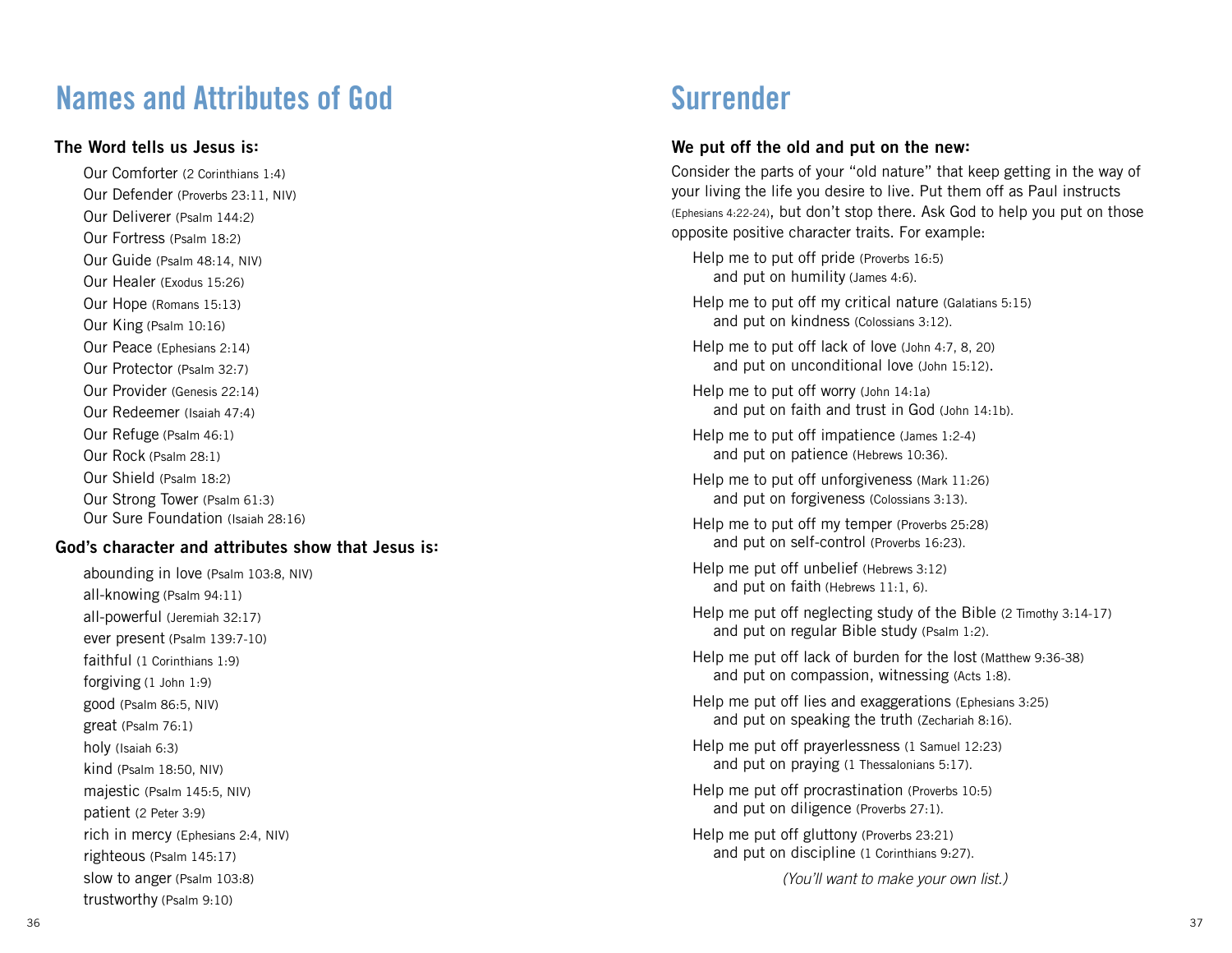# Names and Attributes of God

**The Word tells us Jesus is:**

Our Comforter (2 Corinthians 1:4)
Our Defender (Proverbs 23:11, NIV)
Our Deliverer (Psalm 144:2)
Our Fortress (Psalm 18:2)
Our Guide (Psalm 48:14, NIV)
Our Healer (Exodus 15:26)
Our Hope (Romans 15:13)
Our King (Psalm 10:16)
Our Peace (Ephesians 2:14)
Our Protector (Psalm 32:7)
Our Provider (Genesis 22:14)
Our Redeemer (Isaiah 47:4)
Our Refuge (Psalm 46:1)
Our Rock (Psalm 28:1)
Our Shield (Psalm 18:2)
Our Strong Tower (Psalm 61:3)
Our Sure Foundation (Isaiah 28:16)

**God's character and attributes show that Jesus is:**

abounding in love (Psalm 103:8, NIV)
all-knowing (Psalm 94:11)
all-powerful (Jeremiah 32:17)
ever present (Psalm 139:7-10)
faithful (1 Corinthians 1:9)
forgiving (1 John 1:9)
good (Psalm 86:5, NIV)
great (Psalm 76:1)
holy (Isaiah 6:3)
kind (Psalm 18:50, NIV)
majestic (Psalm 145:5, NIV)
patient (2 Peter 3:9)
rich in mercy (Ephesians 2:4, NIV)
righteous (Psalm 145:17)
slow to anger (Psalm 103:8)
trustworthy (Psalm 9:10)

# Surrender

**We put off the old and put on the new:**

Consider the parts of your "old nature" that keep getting in the way of your living the life you desire to live. Put them off as Paul instructs (Ephesians 4:22-24), but don't stop there. Ask God to help you put on those opposite positive character traits. For example:

Help me to put off pride (Proverbs 16:5)
and put on humility (James 4:6).

Help me to put off my critical nature (Galatians 5:15)
and put on kindness (Colossians 3:12).

Help me to put off lack of love (John 4:7, 8, 20)
and put on unconditional love (John 15:12).

Help me to put off worry (John 14:1a)
and put on faith and trust in God (John 14:1b).

Help me to put off impatience (James 1:2-4)
and put on patience (Hebrews 10:36).

Help me to put off unforgiveness (Mark 11:26)
and put on forgiveness (Colossians 3:13).

Help me to put off my temper (Proverbs 25:28)
and put on self-control (Proverbs 16:23).

Help me put off unbelief (Hebrews 3:12)
and put on faith (Hebrews 11:1, 6).

Help me put off neglecting study of the Bible (2 Timothy 3:14-17)
and put on regular Bible study (Psalm 1:2).

Help me put off lack of burden for the lost (Matthew 9:36-38)
and put on compassion, witnessing (Acts 1:8).

Help me put off lies and exaggerations (Ephesians 3:25)
and put on speaking the truth (Zechariah 8:16).

Help me put off prayerlessness (1 Samuel 12:23)
and put on praying (1 Thessalonians 5:17).

Help me put off procrastination (Proverbs 10:5)
and put on diligence (Proverbs 27:1).

Help me put off gluttony (Proverbs 23:21)
and put on discipline (1 Corinthians 9:27).

*(You'll want to make your own list.)*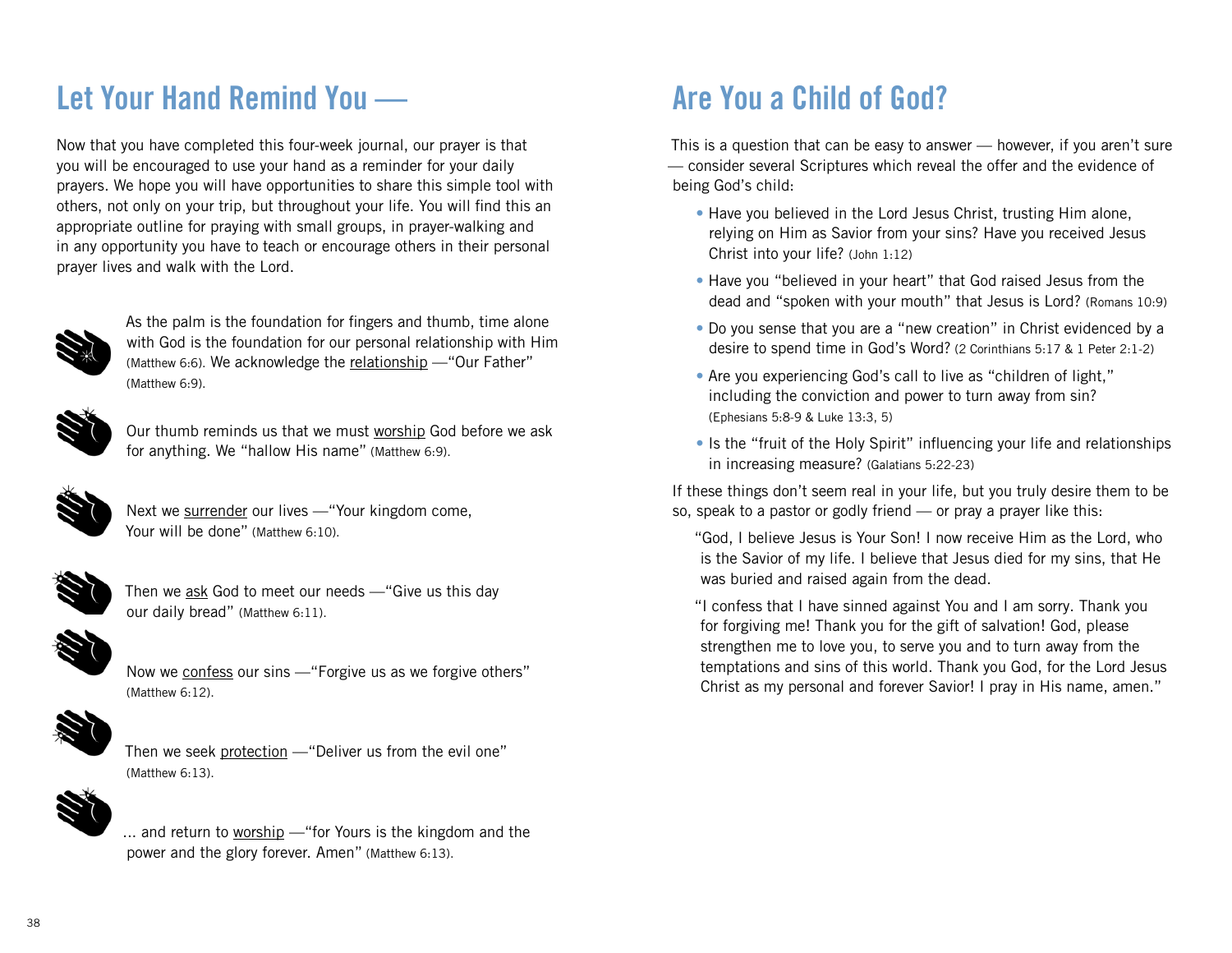## Let Your Hand Remind You —

Now that you have completed this four-week journal, our prayer is that you will be encouraged to use your hand as a reminder for your daily prayers. We hope you will have opportunities to share this simple tool with others, not only on your trip, but throughout your life. You will find this an appropriate outline for praying with small groups, in prayer-walking and in any opportunity you have to teach or encourage others in their personal prayer lives and walk with the Lord.

As the palm is the foundation for fingers and thumb, time alone with God is the foundation for our personal relationship with Him (Matthew 6:6). We acknowledge the relationship —"Our Father" (Matthew 6:9).

Our thumb reminds us that we must worship God before we ask for anything. We "hallow His name" (Matthew 6:9).

Next we surrender our lives —"Your kingdom come, Your will be done" (Matthew 6:10).

Then we ask God to meet our needs —"Give us this day our daily bread" (Matthew 6:11).

Now we confess our sins —"Forgive us as we forgive others" (Matthew 6:12).

Then we seek protection —"Deliver us from the evil one" (Matthew 6:13).

... and return to worship —"for Yours is the kingdom and the power and the glory forever. Amen" (Matthew 6:13).

## Are You a Child of God?

This is a question that can be easy to answer — however, if you aren't sure — consider several Scriptures which reveal the offer and the evidence of being God's child:

- Have you believed in the Lord Jesus Christ, trusting Him alone, relying on Him as Savior from your sins? Have you received Jesus Christ into your life? (John 1:12)
- Have you "believed in your heart" that God raised Jesus from the dead and "spoken with your mouth" that Jesus is Lord? (Romans 10:9)
- Do you sense that you are a "new creation" in Christ evidenced by a desire to spend time in God's Word? (2 Corinthians 5:17 & 1 Peter 2:1-2)
- Are you experiencing God's call to live as "children of light," including the conviction and power to turn away from sin? (Ephesians 5:8-9 & Luke 13:3, 5)
- Is the "fruit of the Holy Spirit" influencing your life and relationships in increasing measure? (Galatians 5:22-23)

If these things don't seem real in your life, but you truly desire them to be so, speak to a pastor or godly friend — or pray a prayer like this:

"God, I believe Jesus is Your Son! I now receive Him as the Lord, who is the Savior of my life. I believe that Jesus died for my sins, that He was buried and raised again from the dead.

"I confess that I have sinned against You and I am sorry. Thank you for forgiving me! Thank you for the gift of salvation! God, please strengthen me to love you, to serve you and to turn away from the temptations and sins of this world. Thank you God, for the Lord Jesus Christ as my personal and forever Savior! I pray in His name, amen."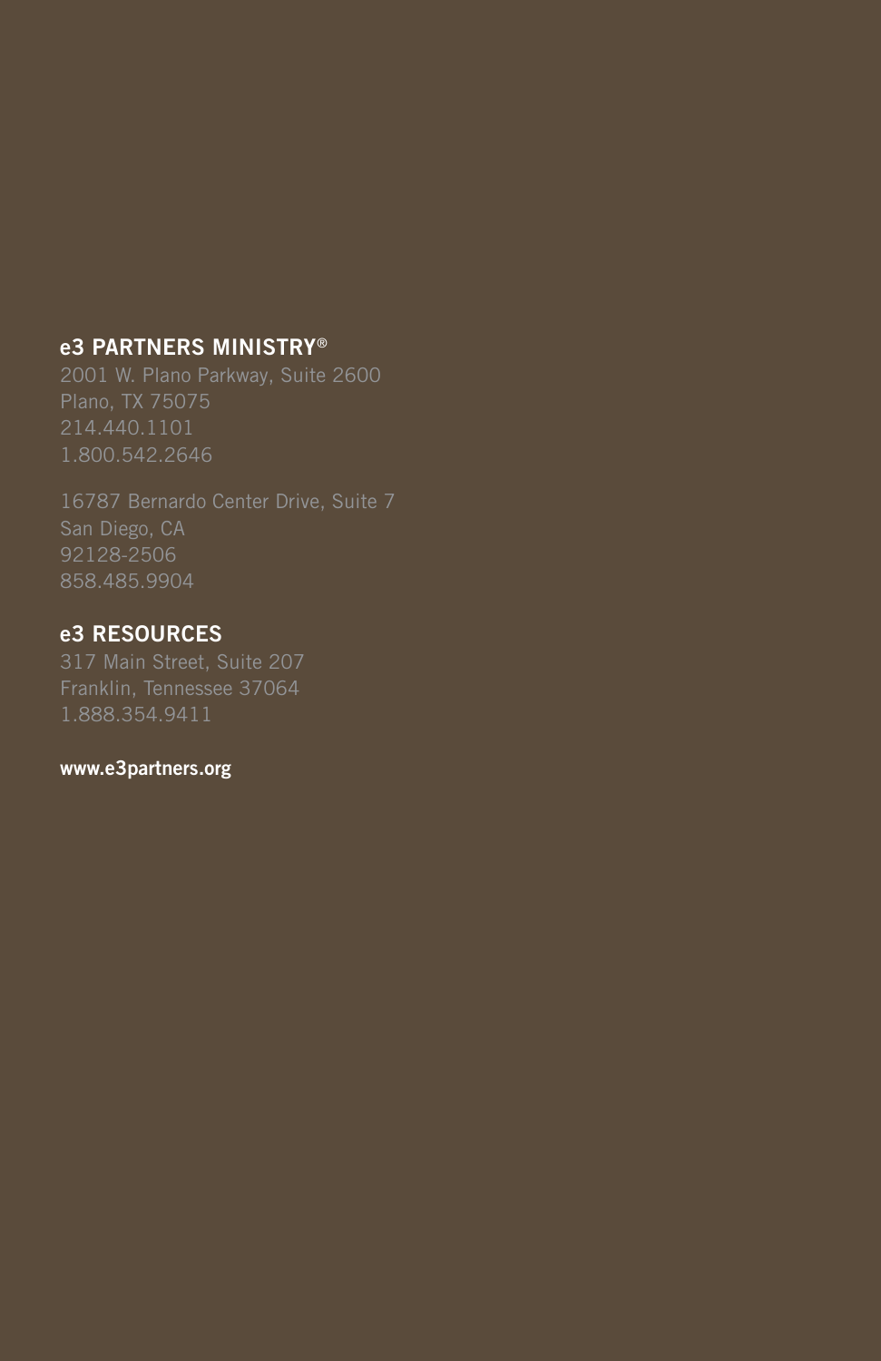**e3 PARTNERS MINISTRY®**

2001 W. Plano Parkway, Suite 2600
Plano, TX 75075
214.440.1101
1.800.542.2646

16787 Bernardo Center Drive, Suite 7
San Diego, CA
92128-2506
858.485.9904

**e3 RESOURCES**

317 Main Street, Suite 207
Franklin, Tennessee 37064
1.888.354.9411

**www.e3partners.org**